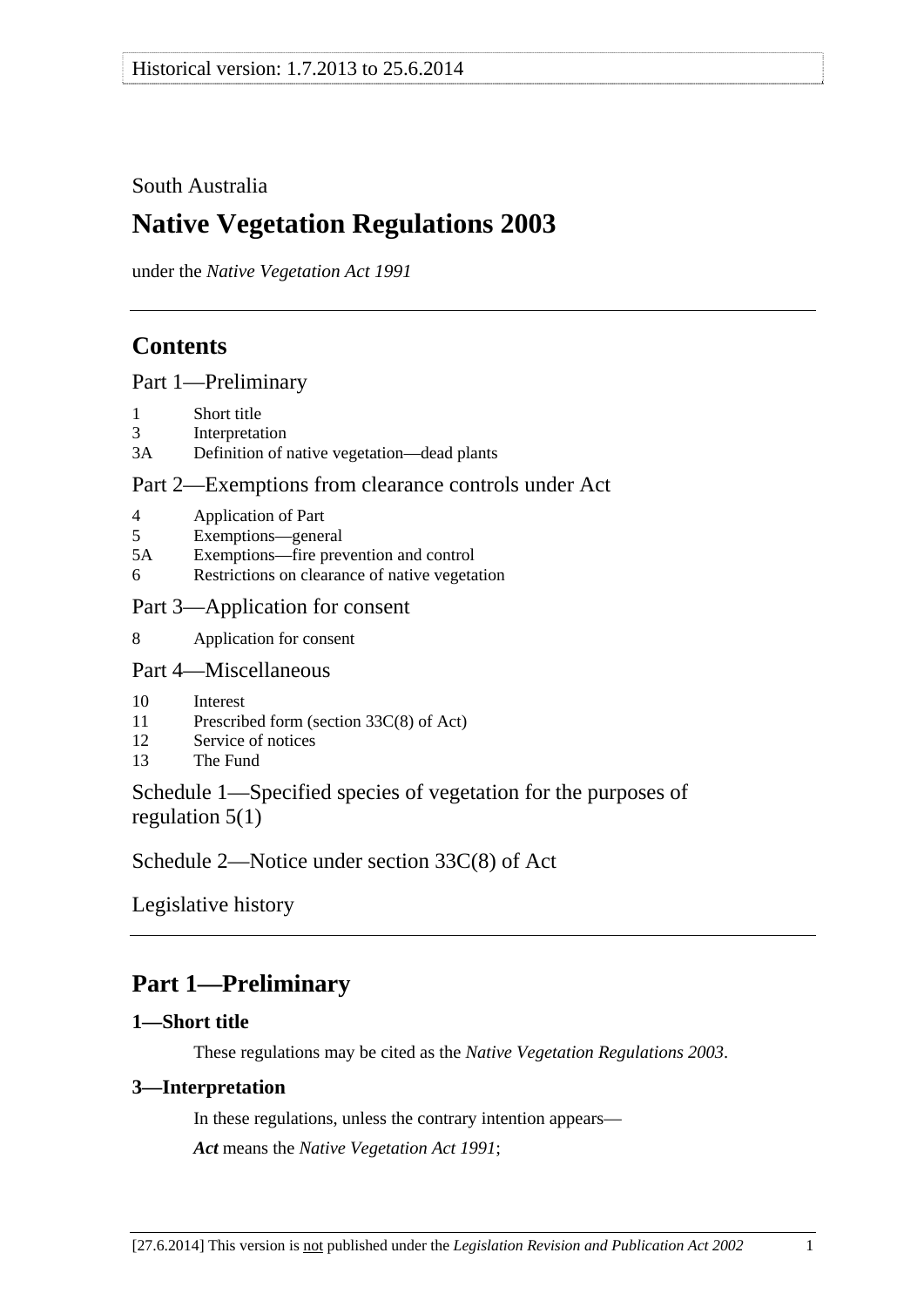South Australia

# Native Vegetation Regulations 2003

under the *Native Vegetation Act 1991*

## Contents

Part 1—Preliminary

1 Short title
3 Interpretation
3A Definition of native vegetation—dead plants

Part 2—Exemptions from clearance controls under Act

4 Application of Part
5 Exemptions—general
5A Exemptions—fire prevention and control
6 Restrictions on clearance of native vegetation

Part 3—Application for consent

8 Application for consent

Part 4—Miscellaneous

10 Interest
11 Prescribed form (section 33C(8) of Act)
12 Service of notices
13 The Fund

Schedule 1—Specified species of vegetation for the purposes of regulation 5(1)

Schedule 2—Notice under section 33C(8) of Act

Legislative history

## Part 1—Preliminary

### 1—Short title

These regulations may be cited as the *Native Vegetation Regulations 2003*.

### 3—Interpretation

In these regulations, unless the contrary intention appears—

***Act*** means the *Native Vegetation Act 1991*;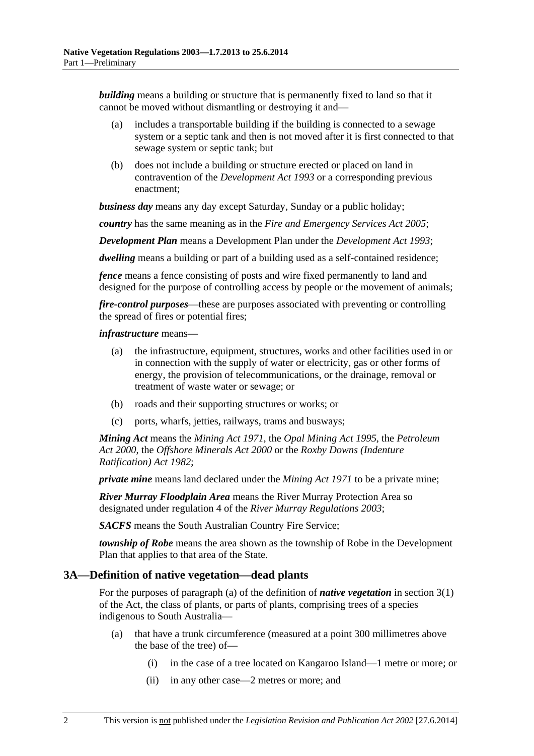***building*** means a building or structure that is permanently fixed to land so that it cannot be moved without dismantling or destroying it and—

- (a) includes a transportable building if the building is connected to a sewage system or a septic tank and then is not moved after it is first connected to that sewage system or septic tank; but
- (b) does not include a building or structure erected or placed on land in contravention of the *Development Act 1993* or a corresponding previous enactment;

***business day*** means any day except Saturday, Sunday or a public holiday;

***country*** has the same meaning as in the *Fire and Emergency Services Act 2005*;

***Development Plan*** means a Development Plan under the *Development Act 1993*;

***dwelling*** means a building or part of a building used as a self-contained residence;

***fence*** means a fence consisting of posts and wire fixed permanently to land and designed for the purpose of controlling access by people or the movement of animals;

***fire-control purposes***—these are purposes associated with preventing or controlling the spread of fires or potential fires;

***infrastructure*** means—

- (a) the infrastructure, equipment, structures, works and other facilities used in or in connection with the supply of water or electricity, gas or other forms of energy, the provision of telecommunications, or the drainage, removal or treatment of waste water or sewage; or
- (b) roads and their supporting structures or works; or
- (c) ports, wharfs, jetties, railways, trams and busways;

***Mining Act*** means the *Mining Act 1971*, the *Opal Mining Act 1995*, the *Petroleum Act 2000*, the *Offshore Minerals Act 2000* or the *Roxby Downs (Indenture Ratification) Act 1982*;

***private mine*** means land declared under the *Mining Act 1971* to be a private mine;

***River Murray Floodplain Area*** means the River Murray Protection Area so designated under regulation 4 of the *River Murray Regulations 2003*;

***SACFS*** means the South Australian Country Fire Service;

***township of Robe*** means the area shown as the township of Robe in the Development Plan that applies to that area of the State.

## 3A—Definition of native vegetation—dead plants

For the purposes of paragraph (a) of the definition of ***native vegetation*** in section 3(1) of the Act, the class of plants, or parts of plants, comprising trees of a species indigenous to South Australia—

- (a) that have a trunk circumference (measured at a point 300 millimetres above the base of the tree) of—
  - (i) in the case of a tree located on Kangaroo Island—1 metre or more; or
  - (ii) in any other case—2 metres or more; and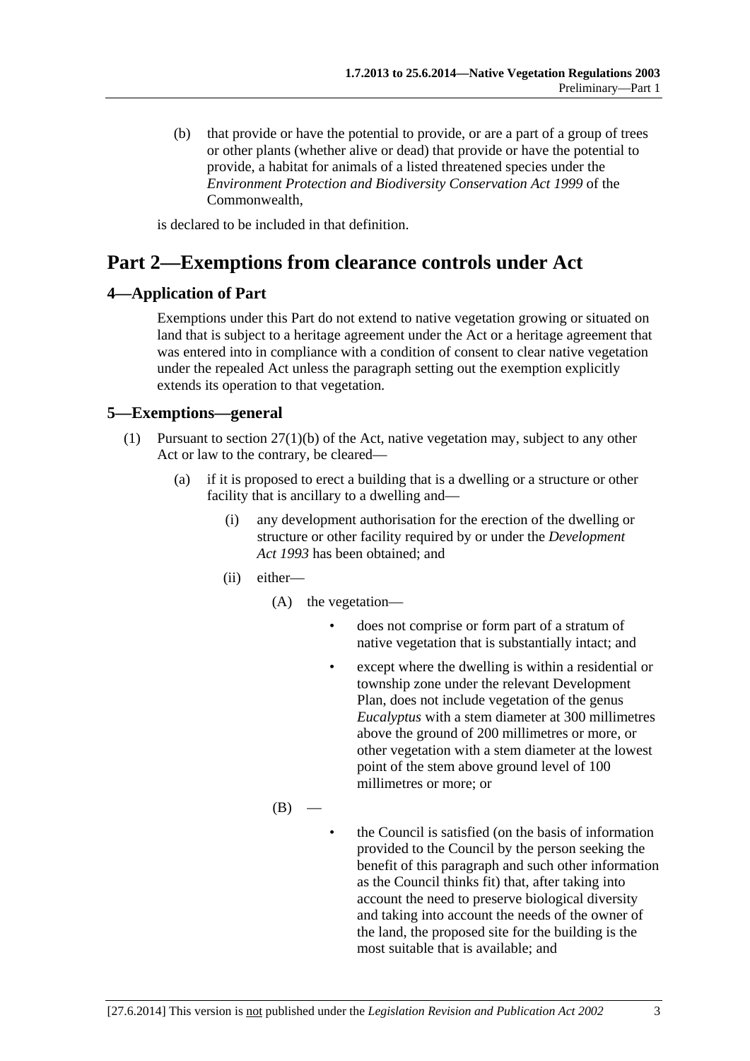(b) that provide or have the potential to provide, or are a part of a group of trees or other plants (whether alive or dead) that provide or have the potential to provide, a habitat for animals of a listed threatened species under the *Environment Protection and Biodiversity Conservation Act 1999* of the Commonwealth,

is declared to be included in that definition.

# Part 2—Exemptions from clearance controls under Act

## 4—Application of Part

Exemptions under this Part do not extend to native vegetation growing or situated on land that is subject to a heritage agreement under the Act or a heritage agreement that was entered into in compliance with a condition of consent to clear native vegetation under the repealed Act unless the paragraph setting out the exemption explicitly extends its operation to that vegetation.

## 5—Exemptions—general

(1) Pursuant to section 27(1)(b) of the Act, native vegetation may, subject to any other Act or law to the contrary, be cleared—

(a) if it is proposed to erect a building that is a dwelling or a structure or other facility that is ancillary to a dwelling and—

(i) any development authorisation for the erection of the dwelling or structure or other facility required by or under the *Development Act 1993* has been obtained; and

(ii) either—

(A) the vegetation—

- does not comprise or form part of a stratum of native vegetation that is substantially intact; and
- except where the dwelling is within a residential or township zone under the relevant Development Plan, does not include vegetation of the genus *Eucalyptus* with a stem diameter at 300 millimetres above the ground of 200 millimetres or more, or other vegetation with a stem diameter at the lowest point of the stem above ground level of 100 millimetres or more; or

(B) —

- the Council is satisfied (on the basis of information provided to the Council by the person seeking the benefit of this paragraph and such other information as the Council thinks fit) that, after taking into account the need to preserve biological diversity and taking into account the needs of the owner of the land, the proposed site for the building is the most suitable that is available; and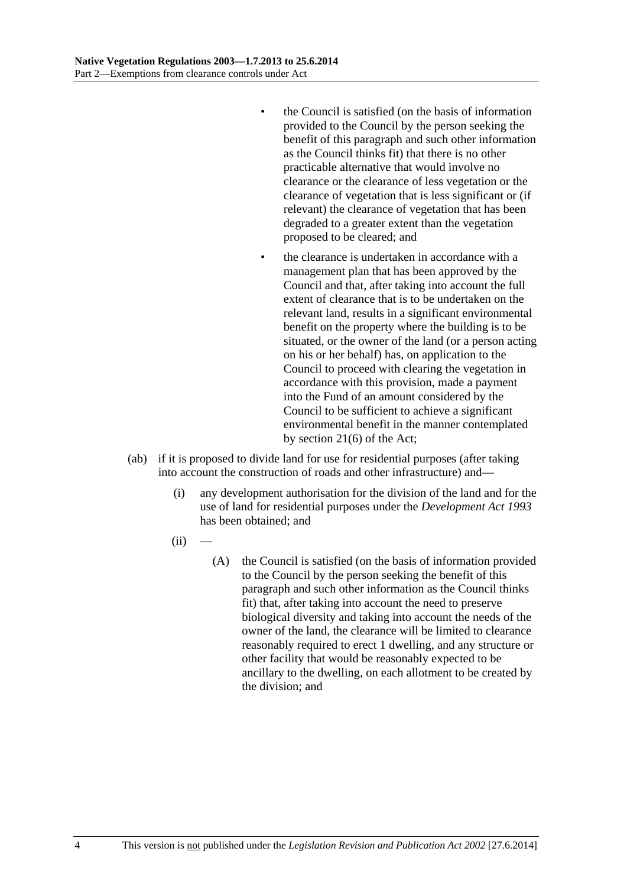- the Council is satisfied (on the basis of information provided to the Council by the person seeking the benefit of this paragraph and such other information as the Council thinks fit) that there is no other practicable alternative that would involve no clearance or the clearance of less vegetation or the clearance of vegetation that is less significant or (if relevant) the clearance of vegetation that has been degraded to a greater extent than the vegetation proposed to be cleared; and

- the clearance is undertaken in accordance with a management plan that has been approved by the Council and that, after taking into account the full extent of clearance that is to be undertaken on the relevant land, results in a significant environmental benefit on the property where the building is to be situated, or the owner of the land (or a person acting on his or her behalf) has, on application to the Council to proceed with clearing the vegetation in accordance with this provision, made a payment into the Fund of an amount considered by the Council to be sufficient to achieve a significant environmental benefit in the manner contemplated by section 21(6) of the Act;

(ab) if it is proposed to divide land for use for residential purposes (after taking into account the construction of roads and other infrastructure) and—

(i) any development authorisation for the division of the land and for the use of land for residential purposes under the *Development Act 1993* has been obtained; and

(ii) —

(A) the Council is satisfied (on the basis of information provided to the Council by the person seeking the benefit of this paragraph and such other information as the Council thinks fit) that, after taking into account the need to preserve biological diversity and taking into account the needs of the owner of the land, the clearance will be limited to clearance reasonably required to erect 1 dwelling, and any structure or other facility that would be reasonably expected to be ancillary to the dwelling, on each allotment to be created by the division; and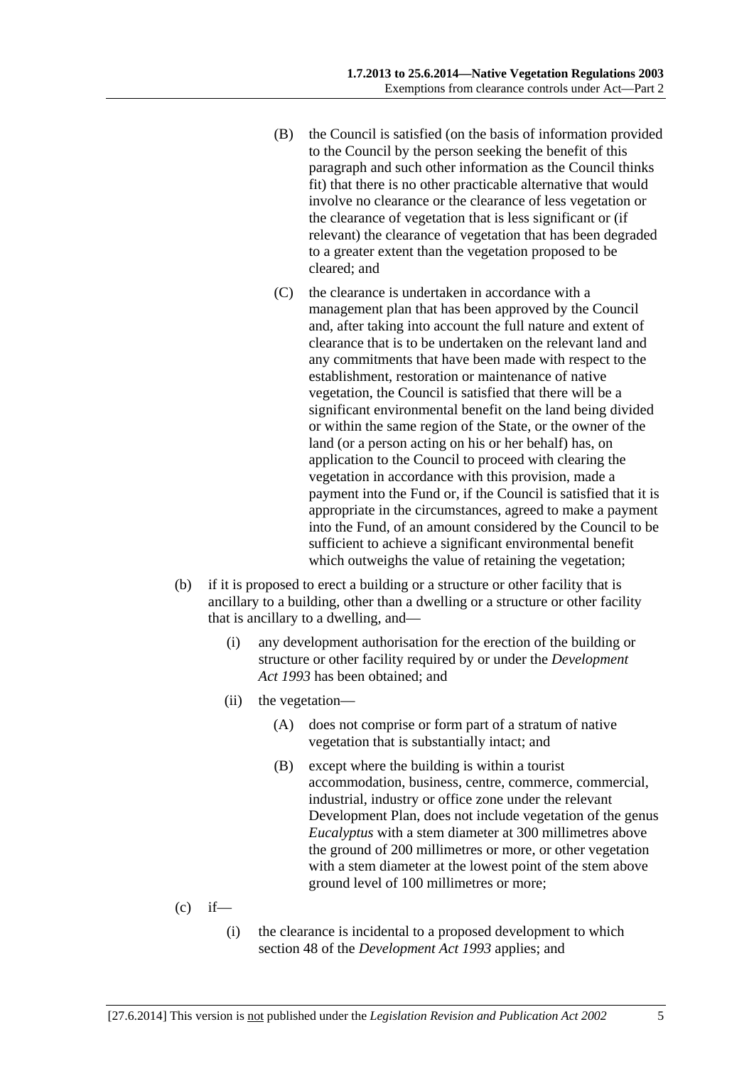(B) the Council is satisfied (on the basis of information provided to the Council by the person seeking the benefit of this paragraph and such other information as the Council thinks fit) that there is no other practicable alternative that would involve no clearance or the clearance of less vegetation or the clearance of vegetation that is less significant or (if relevant) the clearance of vegetation that has been degraded to a greater extent than the vegetation proposed to be cleared; and

(C) the clearance is undertaken in accordance with a management plan that has been approved by the Council and, after taking into account the full nature and extent of clearance that is to be undertaken on the relevant land and any commitments that have been made with respect to the establishment, restoration or maintenance of native vegetation, the Council is satisfied that there will be a significant environmental benefit on the land being divided or within the same region of the State, or the owner of the land (or a person acting on his or her behalf) has, on application to the Council to proceed with clearing the vegetation in accordance with this provision, made a payment into the Fund or, if the Council is satisfied that it is appropriate in the circumstances, agreed to make a payment into the Fund, of an amount considered by the Council to be sufficient to achieve a significant environmental benefit which outweighs the value of retaining the vegetation;

(b) if it is proposed to erect a building or a structure or other facility that is ancillary to a building, other than a dwelling or a structure or other facility that is ancillary to a dwelling, and—

(i) any development authorisation for the erection of the building or structure or other facility required by or under the *Development Act 1993* has been obtained; and

(ii) the vegetation—

(A) does not comprise or form part of a stratum of native vegetation that is substantially intact; and

(B) except where the building is within a tourist accommodation, business, centre, commerce, commercial, industrial, industry or office zone under the relevant Development Plan, does not include vegetation of the genus *Eucalyptus* with a stem diameter at 300 millimetres above the ground of 200 millimetres or more, or other vegetation with a stem diameter at the lowest point of the stem above ground level of 100 millimetres or more;

(c) if—

(i) the clearance is incidental to a proposed development to which section 48 of the *Development Act 1993* applies; and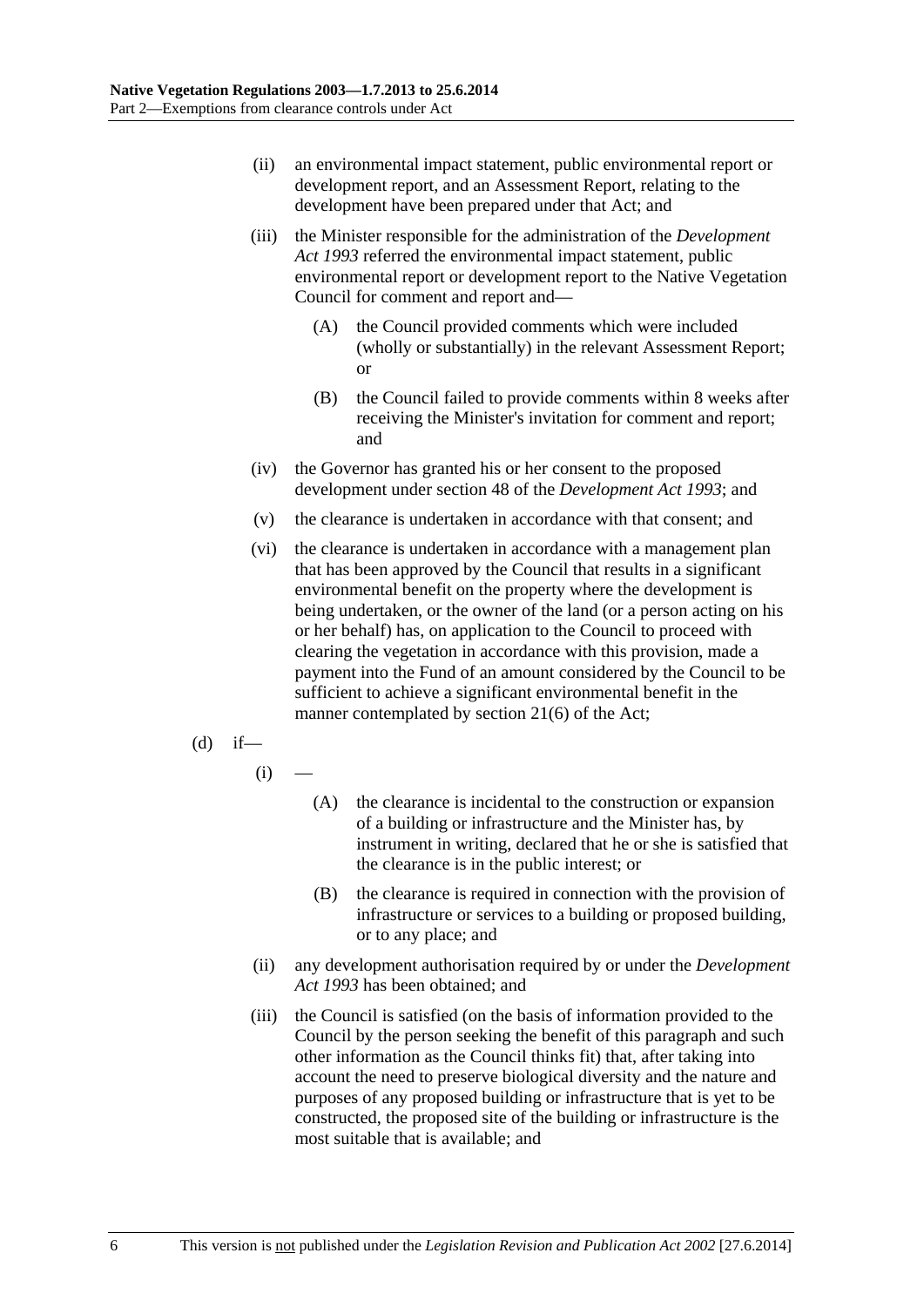(ii) an environmental impact statement, public environmental report or development report, and an Assessment Report, relating to the development have been prepared under that Act; and

(iii) the Minister responsible for the administration of the *Development Act 1993* referred the environmental impact statement, public environmental report or development report to the Native Vegetation Council for comment and report and—

(A) the Council provided comments which were included (wholly or substantially) in the relevant Assessment Report; or

(B) the Council failed to provide comments within 8 weeks after receiving the Minister's invitation for comment and report; and

(iv) the Governor has granted his or her consent to the proposed development under section 48 of the *Development Act 1993*; and

(v) the clearance is undertaken in accordance with that consent; and

(vi) the clearance is undertaken in accordance with a management plan that has been approved by the Council that results in a significant environmental benefit on the property where the development is being undertaken, or the owner of the land (or a person acting on his or her behalf) has, on application to the Council to proceed with clearing the vegetation in accordance with this provision, made a payment into the Fund of an amount considered by the Council to be sufficient to achieve a significant environmental benefit in the manner contemplated by section 21(6) of the Act;

(d) if—

(i) —

(A) the clearance is incidental to the construction or expansion of a building or infrastructure and the Minister has, by instrument in writing, declared that he or she is satisfied that the clearance is in the public interest; or

(B) the clearance is required in connection with the provision of infrastructure or services to a building or proposed building, or to any place; and

(ii) any development authorisation required by or under the *Development Act 1993* has been obtained; and

(iii) the Council is satisfied (on the basis of information provided to the Council by the person seeking the benefit of this paragraph and such other information as the Council thinks fit) that, after taking into account the need to preserve biological diversity and the nature and purposes of any proposed building or infrastructure that is yet to be constructed, the proposed site of the building or infrastructure is the most suitable that is available; and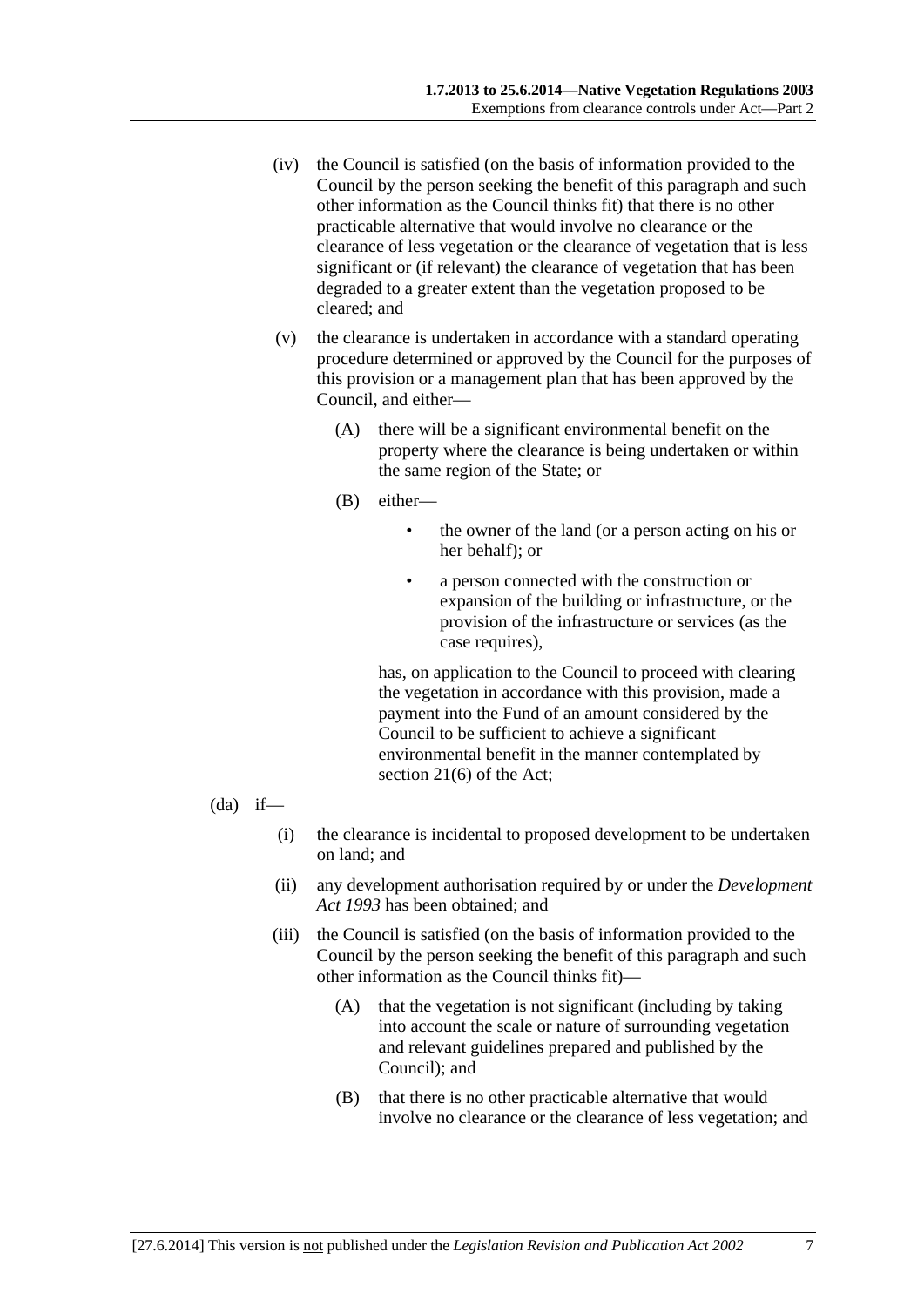(iv) the Council is satisfied (on the basis of information provided to the Council by the person seeking the benefit of this paragraph and such other information as the Council thinks fit) that there is no other practicable alternative that would involve no clearance or the clearance of less vegetation or the clearance of vegetation that is less significant or (if relevant) the clearance of vegetation that has been degraded to a greater extent than the vegetation proposed to be cleared; and

(v) the clearance is undertaken in accordance with a standard operating procedure determined or approved by the Council for the purposes of this provision or a management plan that has been approved by the Council, and either—

(A) there will be a significant environmental benefit on the property where the clearance is being undertaken or within the same region of the State; or

(B) either—

- the owner of the land (or a person acting on his or her behalf); or
- a person connected with the construction or expansion of the building or infrastructure, or the provision of the infrastructure or services (as the case requires),

has, on application to the Council to proceed with clearing the vegetation in accordance with this provision, made a payment into the Fund of an amount considered by the Council to be sufficient to achieve a significant environmental benefit in the manner contemplated by section 21(6) of the Act;

(da) if—

(i) the clearance is incidental to proposed development to be undertaken on land; and

(ii) any development authorisation required by or under the *Development Act 1993* has been obtained; and

(iii) the Council is satisfied (on the basis of information provided to the Council by the person seeking the benefit of this paragraph and such other information as the Council thinks fit)—

(A) that the vegetation is not significant (including by taking into account the scale or nature of surrounding vegetation and relevant guidelines prepared and published by the Council); and

(B) that there is no other practicable alternative that would involve no clearance or the clearance of less vegetation; and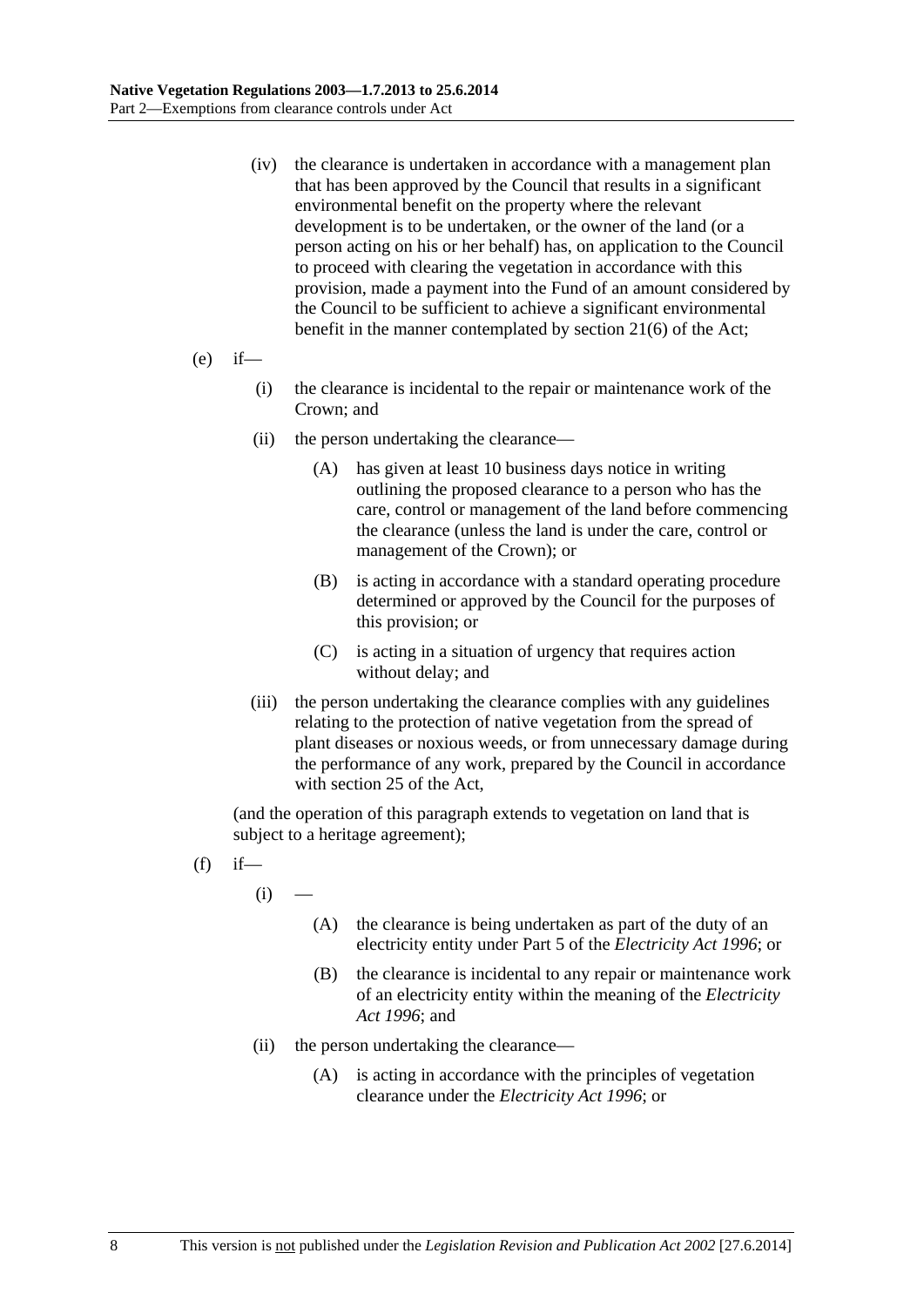(iv) the clearance is undertaken in accordance with a management plan that has been approved by the Council that results in a significant environmental benefit on the property where the relevant development is to be undertaken, or the owner of the land (or a person acting on his or her behalf) has, on application to the Council to proceed with clearing the vegetation in accordance with this provision, made a payment into the Fund of an amount considered by the Council to be sufficient to achieve a significant environmental benefit in the manner contemplated by section 21(6) of the Act;

(e) if—

(i) the clearance is incidental to the repair or maintenance work of the Crown; and

(ii) the person undertaking the clearance—

(A) has given at least 10 business days notice in writing outlining the proposed clearance to a person who has the care, control or management of the land before commencing the clearance (unless the land is under the care, control or management of the Crown); or

(B) is acting in accordance with a standard operating procedure determined or approved by the Council for the purposes of this provision; or

(C) is acting in a situation of urgency that requires action without delay; and

(iii) the person undertaking the clearance complies with any guidelines relating to the protection of native vegetation from the spread of plant diseases or noxious weeds, or from unnecessary damage during the performance of any work, prepared by the Council in accordance with section 25 of the Act,

(and the operation of this paragraph extends to vegetation on land that is subject to a heritage agreement);

(f) if—

(i) —

(A) the clearance is being undertaken as part of the duty of an electricity entity under Part 5 of the *Electricity Act 1996*; or

(B) the clearance is incidental to any repair or maintenance work of an electricity entity within the meaning of the *Electricity Act 1996*; and

(ii) the person undertaking the clearance—

(A) is acting in accordance with the principles of vegetation clearance under the *Electricity Act 1996*; or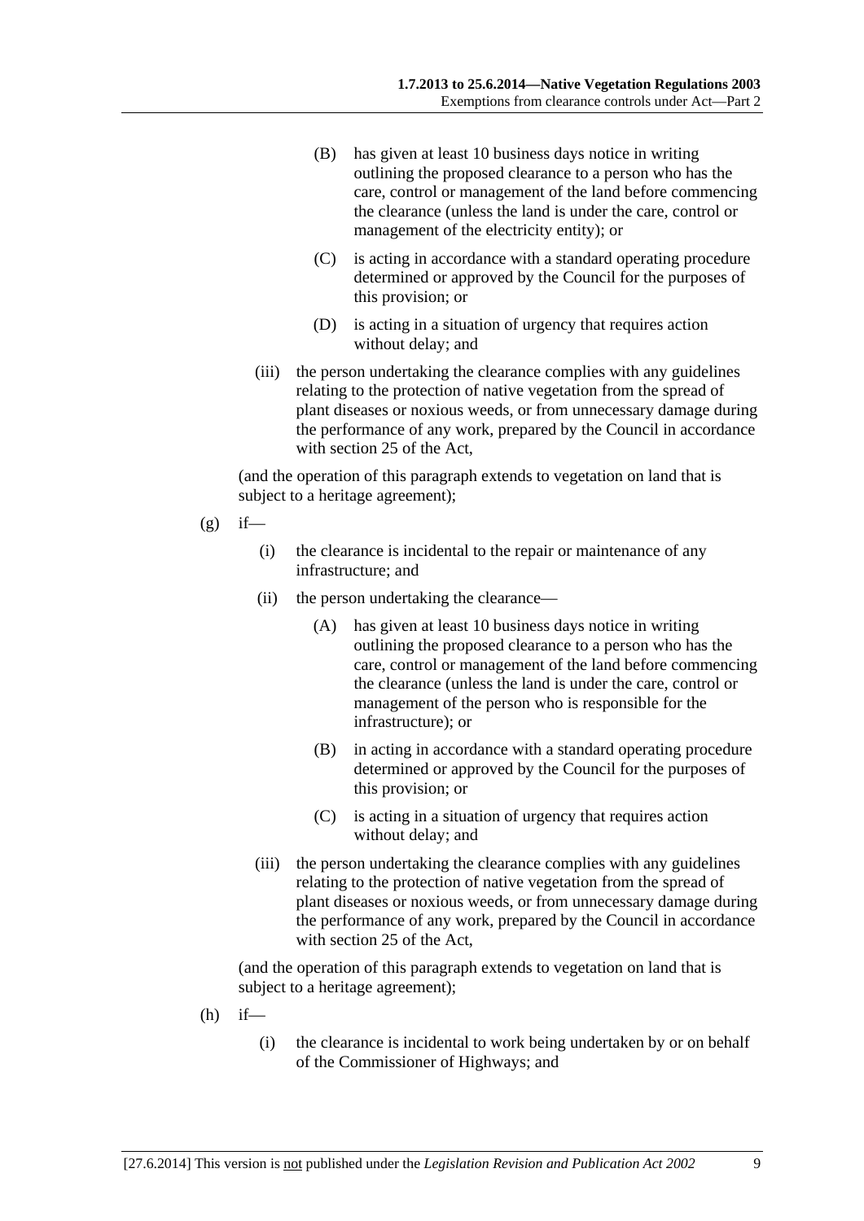(B) has given at least 10 business days notice in writing outlining the proposed clearance to a person who has the care, control or management of the land before commencing the clearance (unless the land is under the care, control or management of the electricity entity); or

(C) is acting in accordance with a standard operating procedure determined or approved by the Council for the purposes of this provision; or

(D) is acting in a situation of urgency that requires action without delay; and

(iii) the person undertaking the clearance complies with any guidelines relating to the protection of native vegetation from the spread of plant diseases or noxious weeds, or from unnecessary damage during the performance of any work, prepared by the Council in accordance with section 25 of the Act,

(and the operation of this paragraph extends to vegetation on land that is subject to a heritage agreement);

(g) if—

(i) the clearance is incidental to the repair or maintenance of any infrastructure; and

(ii) the person undertaking the clearance—

(A) has given at least 10 business days notice in writing outlining the proposed clearance to a person who has the care, control or management of the land before commencing the clearance (unless the land is under the care, control or management of the person who is responsible for the infrastructure); or

(B) in acting in accordance with a standard operating procedure determined or approved by the Council for the purposes of this provision; or

(C) is acting in a situation of urgency that requires action without delay; and

(iii) the person undertaking the clearance complies with any guidelines relating to the protection of native vegetation from the spread of plant diseases or noxious weeds, or from unnecessary damage during the performance of any work, prepared by the Council in accordance with section 25 of the Act,

(and the operation of this paragraph extends to vegetation on land that is subject to a heritage agreement);

(h) if—

(i) the clearance is incidental to work being undertaken by or on behalf of the Commissioner of Highways; and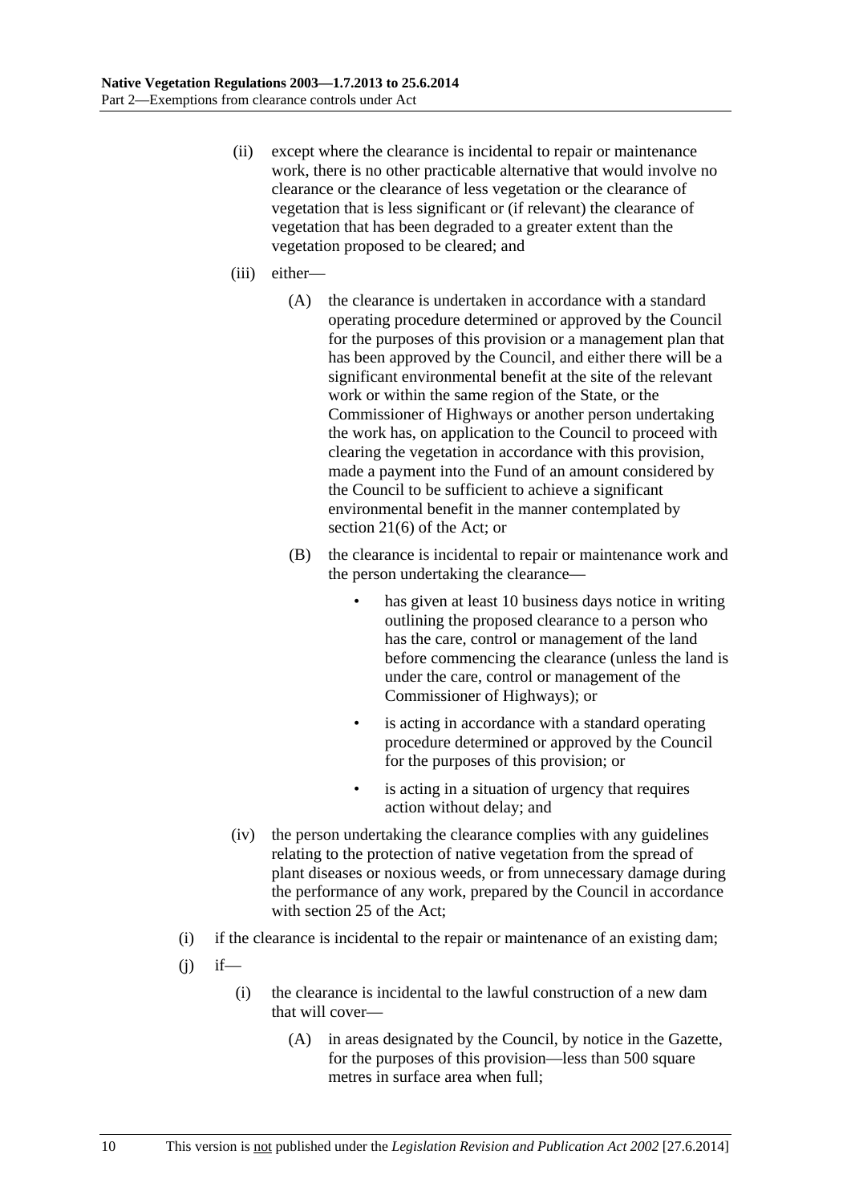(ii) except where the clearance is incidental to repair or maintenance work, there is no other practicable alternative that would involve no clearance or the clearance of less vegetation or the clearance of vegetation that is less significant or (if relevant) the clearance of vegetation that has been degraded to a greater extent than the vegetation proposed to be cleared; and

(iii) either—

(A) the clearance is undertaken in accordance with a standard operating procedure determined or approved by the Council for the purposes of this provision or a management plan that has been approved by the Council, and either there will be a significant environmental benefit at the site of the relevant work or within the same region of the State, or the Commissioner of Highways or another person undertaking the work has, on application to the Council to proceed with clearing the vegetation in accordance with this provision, made a payment into the Fund of an amount considered by the Council to be sufficient to achieve a significant environmental benefit in the manner contemplated by section 21(6) of the Act; or

(B) the clearance is incidental to repair or maintenance work and the person undertaking the clearance—

- has given at least 10 business days notice in writing outlining the proposed clearance to a person who has the care, control or management of the land before commencing the clearance (unless the land is under the care, control or management of the Commissioner of Highways); or
- is acting in accordance with a standard operating procedure determined or approved by the Council for the purposes of this provision; or
- is acting in a situation of urgency that requires action without delay; and

(iv) the person undertaking the clearance complies with any guidelines relating to the protection of native vegetation from the spread of plant diseases or noxious weeds, or from unnecessary damage during the performance of any work, prepared by the Council in accordance with section 25 of the Act;

(i) if the clearance is incidental to the repair or maintenance of an existing dam;

(j) if—

(i) the clearance is incidental to the lawful construction of a new dam that will cover—

(A) in areas designated by the Council, by notice in the Gazette, for the purposes of this provision—less than 500 square metres in surface area when full;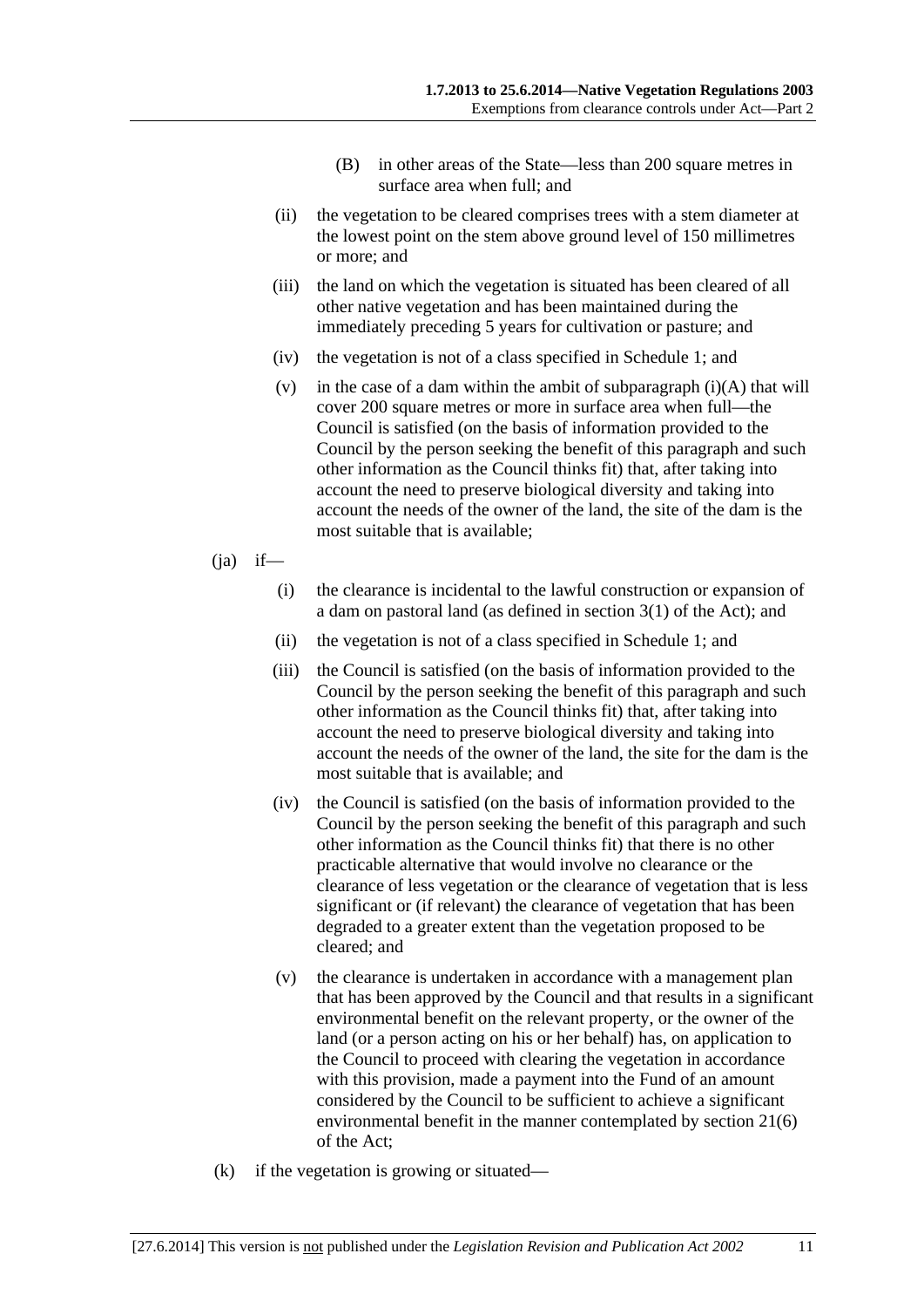(B) in other areas of the State—less than 200 square metres in surface area when full; and

(ii) the vegetation to be cleared comprises trees with a stem diameter at the lowest point on the stem above ground level of 150 millimetres or more; and

(iii) the land on which the vegetation is situated has been cleared of all other native vegetation and has been maintained during the immediately preceding 5 years for cultivation or pasture; and

(iv) the vegetation is not of a class specified in Schedule 1; and

(v) in the case of a dam within the ambit of subparagraph (i)(A) that will cover 200 square metres or more in surface area when full—the Council is satisfied (on the basis of information provided to the Council by the person seeking the benefit of this paragraph and such other information as the Council thinks fit) that, after taking into account the need to preserve biological diversity and taking into account the needs of the owner of the land, the site of the dam is the most suitable that is available;

(ja) if—

(i) the clearance is incidental to the lawful construction or expansion of a dam on pastoral land (as defined in section 3(1) of the Act); and

(ii) the vegetation is not of a class specified in Schedule 1; and

(iii) the Council is satisfied (on the basis of information provided to the Council by the person seeking the benefit of this paragraph and such other information as the Council thinks fit) that, after taking into account the need to preserve biological diversity and taking into account the needs of the owner of the land, the site for the dam is the most suitable that is available; and

(iv) the Council is satisfied (on the basis of information provided to the Council by the person seeking the benefit of this paragraph and such other information as the Council thinks fit) that there is no other practicable alternative that would involve no clearance or the clearance of less vegetation or the clearance of vegetation that is less significant or (if relevant) the clearance of vegetation that has been degraded to a greater extent than the vegetation proposed to be cleared; and

(v) the clearance is undertaken in accordance with a management plan that has been approved by the Council and that results in a significant environmental benefit on the relevant property, or the owner of the land (or a person acting on his or her behalf) has, on application to the Council to proceed with clearing the vegetation in accordance with this provision, made a payment into the Fund of an amount considered by the Council to be sufficient to achieve a significant environmental benefit in the manner contemplated by section 21(6) of the Act;

(k) if the vegetation is growing or situated—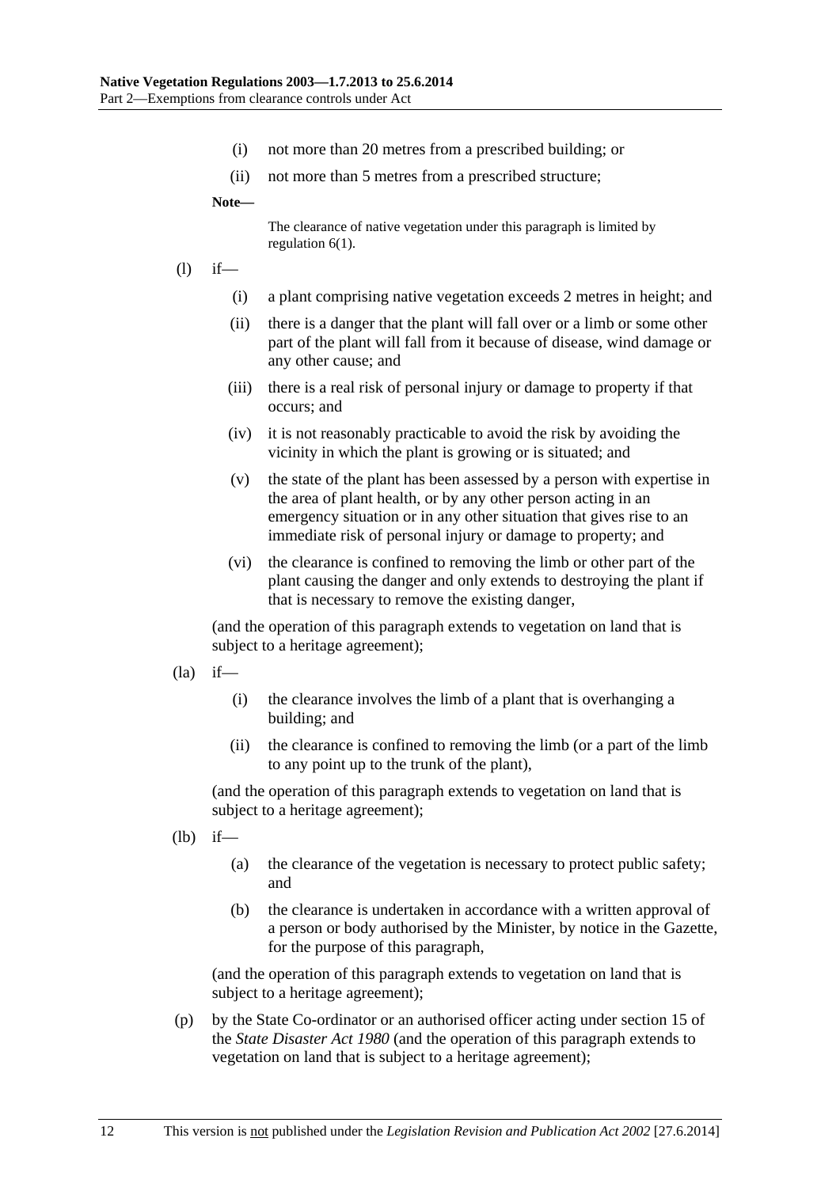(i) not more than 20 metres from a prescribed building; or

(ii) not more than 5 metres from a prescribed structure;

**Note—**

The clearance of native vegetation under this paragraph is limited by regulation 6(1).

(l) if—

(i) a plant comprising native vegetation exceeds 2 metres in height; and

(ii) there is a danger that the plant will fall over or a limb or some other part of the plant will fall from it because of disease, wind damage or any other cause; and

(iii) there is a real risk of personal injury or damage to property if that occurs; and

(iv) it is not reasonably practicable to avoid the risk by avoiding the vicinity in which the plant is growing or is situated; and

(v) the state of the plant has been assessed by a person with expertise in the area of plant health, or by any other person acting in an emergency situation or in any other situation that gives rise to an immediate risk of personal injury or damage to property; and

(vi) the clearance is confined to removing the limb or other part of the plant causing the danger and only extends to destroying the plant if that is necessary to remove the existing danger,

(and the operation of this paragraph extends to vegetation on land that is subject to a heritage agreement);

(la) if—

(i) the clearance involves the limb of a plant that is overhanging a building; and

(ii) the clearance is confined to removing the limb (or a part of the limb to any point up to the trunk of the plant),

(and the operation of this paragraph extends to vegetation on land that is subject to a heritage agreement);

(lb) if—

(a) the clearance of the vegetation is necessary to protect public safety; and

(b) the clearance is undertaken in accordance with a written approval of a person or body authorised by the Minister, by notice in the Gazette, for the purpose of this paragraph,

(and the operation of this paragraph extends to vegetation on land that is subject to a heritage agreement);

(p) by the State Co-ordinator or an authorised officer acting under section 15 of the *State Disaster Act 1980* (and the operation of this paragraph extends to vegetation on land that is subject to a heritage agreement);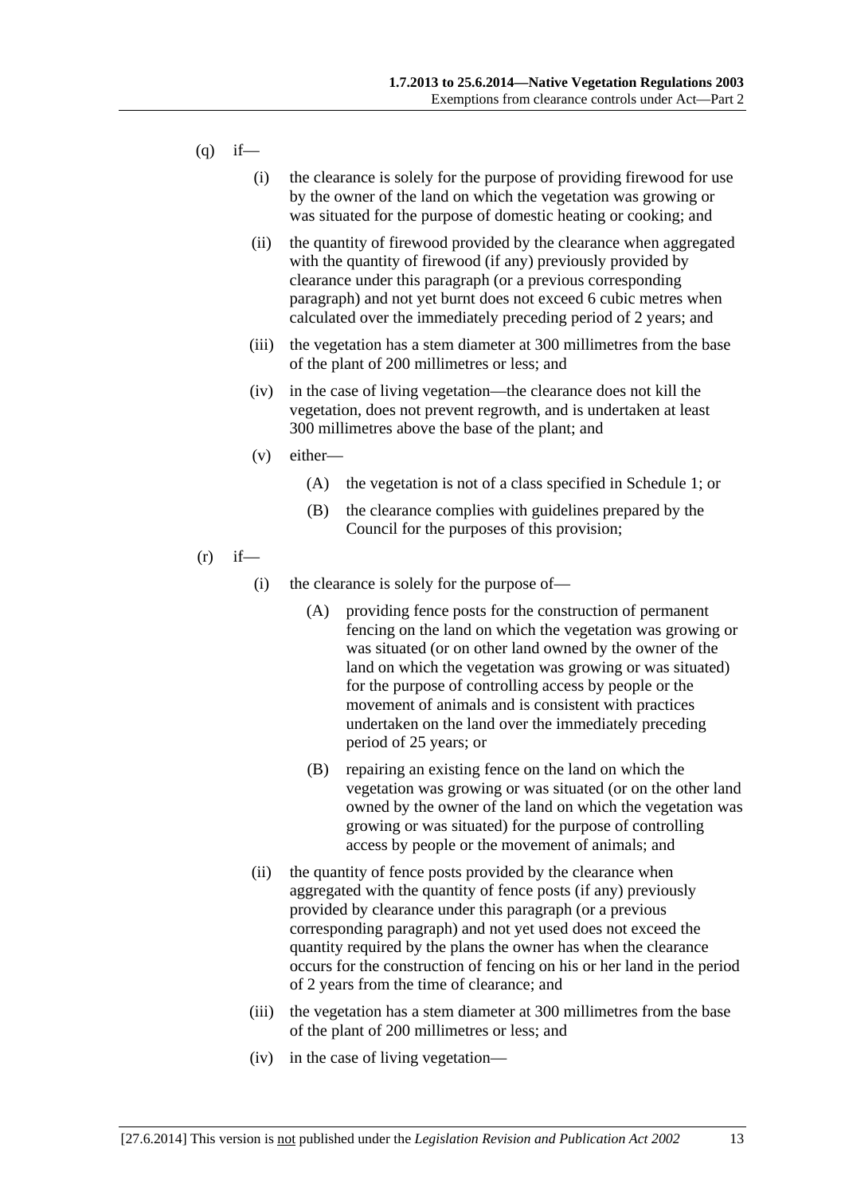(q) if—

(i) the clearance is solely for the purpose of providing firewood for use by the owner of the land on which the vegetation was growing or was situated for the purpose of domestic heating or cooking; and

(ii) the quantity of firewood provided by the clearance when aggregated with the quantity of firewood (if any) previously provided by clearance under this paragraph (or a previous corresponding paragraph) and not yet burnt does not exceed 6 cubic metres when calculated over the immediately preceding period of 2 years; and

(iii) the vegetation has a stem diameter at 300 millimetres from the base of the plant of 200 millimetres or less; and

(iv) in the case of living vegetation—the clearance does not kill the vegetation, does not prevent regrowth, and is undertaken at least 300 millimetres above the base of the plant; and

(v) either—

(A) the vegetation is not of a class specified in Schedule 1; or

(B) the clearance complies with guidelines prepared by the Council for the purposes of this provision;

(r) if—

(i) the clearance is solely for the purpose of—

(A) providing fence posts for the construction of permanent fencing on the land on which the vegetation was growing or was situated (or on other land owned by the owner of the land on which the vegetation was growing or was situated) for the purpose of controlling access by people or the movement of animals and is consistent with practices undertaken on the land over the immediately preceding period of 25 years; or

(B) repairing an existing fence on the land on which the vegetation was growing or was situated (or on the other land owned by the owner of the land on which the vegetation was growing or was situated) for the purpose of controlling access by people or the movement of animals; and

(ii) the quantity of fence posts provided by the clearance when aggregated with the quantity of fence posts (if any) previously provided by clearance under this paragraph (or a previous corresponding paragraph) and not yet used does not exceed the quantity required by the plans the owner has when the clearance occurs for the construction of fencing on his or her land in the period of 2 years from the time of clearance; and

(iii) the vegetation has a stem diameter at 300 millimetres from the base of the plant of 200 millimetres or less; and

(iv) in the case of living vegetation—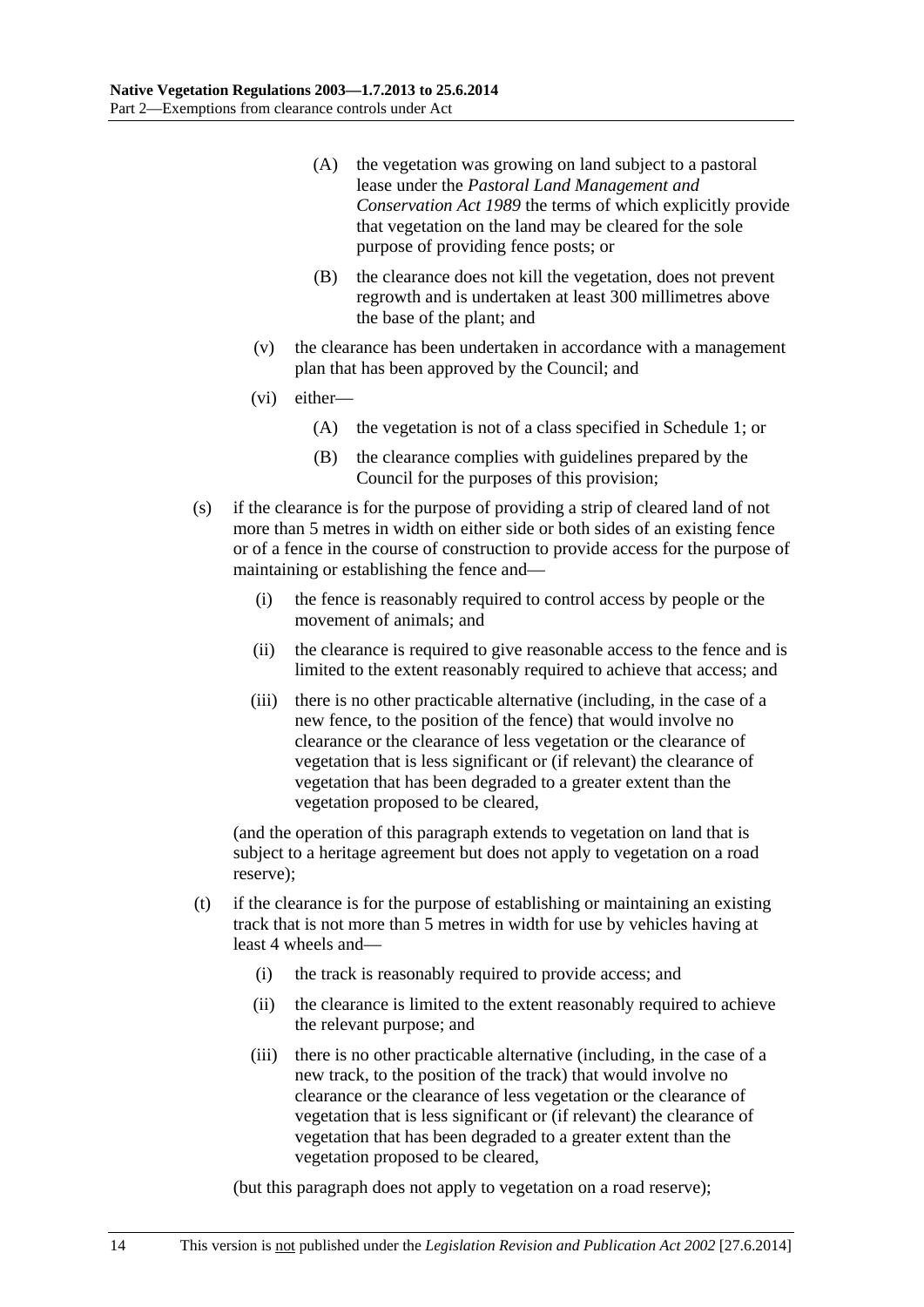(A) the vegetation was growing on land subject to a pastoral lease under the *Pastoral Land Management and Conservation Act 1989* the terms of which explicitly provide that vegetation on the land may be cleared for the sole purpose of providing fence posts; or

(B) the clearance does not kill the vegetation, does not prevent regrowth and is undertaken at least 300 millimetres above the base of the plant; and

(v) the clearance has been undertaken in accordance with a management plan that has been approved by the Council; and

(vi) either—

(A) the vegetation is not of a class specified in Schedule 1; or

(B) the clearance complies with guidelines prepared by the Council for the purposes of this provision;

(s) if the clearance is for the purpose of providing a strip of cleared land of not more than 5 metres in width on either side or both sides of an existing fence or of a fence in the course of construction to provide access for the purpose of maintaining or establishing the fence and—

(i) the fence is reasonably required to control access by people or the movement of animals; and

(ii) the clearance is required to give reasonable access to the fence and is limited to the extent reasonably required to achieve that access; and

(iii) there is no other practicable alternative (including, in the case of a new fence, to the position of the fence) that would involve no clearance or the clearance of less vegetation or the clearance of vegetation that is less significant or (if relevant) the clearance of vegetation that has been degraded to a greater extent than the vegetation proposed to be cleared,

(and the operation of this paragraph extends to vegetation on land that is subject to a heritage agreement but does not apply to vegetation on a road reserve);

(t) if the clearance is for the purpose of establishing or maintaining an existing track that is not more than 5 metres in width for use by vehicles having at least 4 wheels and—

(i) the track is reasonably required to provide access; and

(ii) the clearance is limited to the extent reasonably required to achieve the relevant purpose; and

(iii) there is no other practicable alternative (including, in the case of a new track, to the position of the track) that would involve no clearance or the clearance of less vegetation or the clearance of vegetation that is less significant or (if relevant) the clearance of vegetation that has been degraded to a greater extent than the vegetation proposed to be cleared,

(but this paragraph does not apply to vegetation on a road reserve);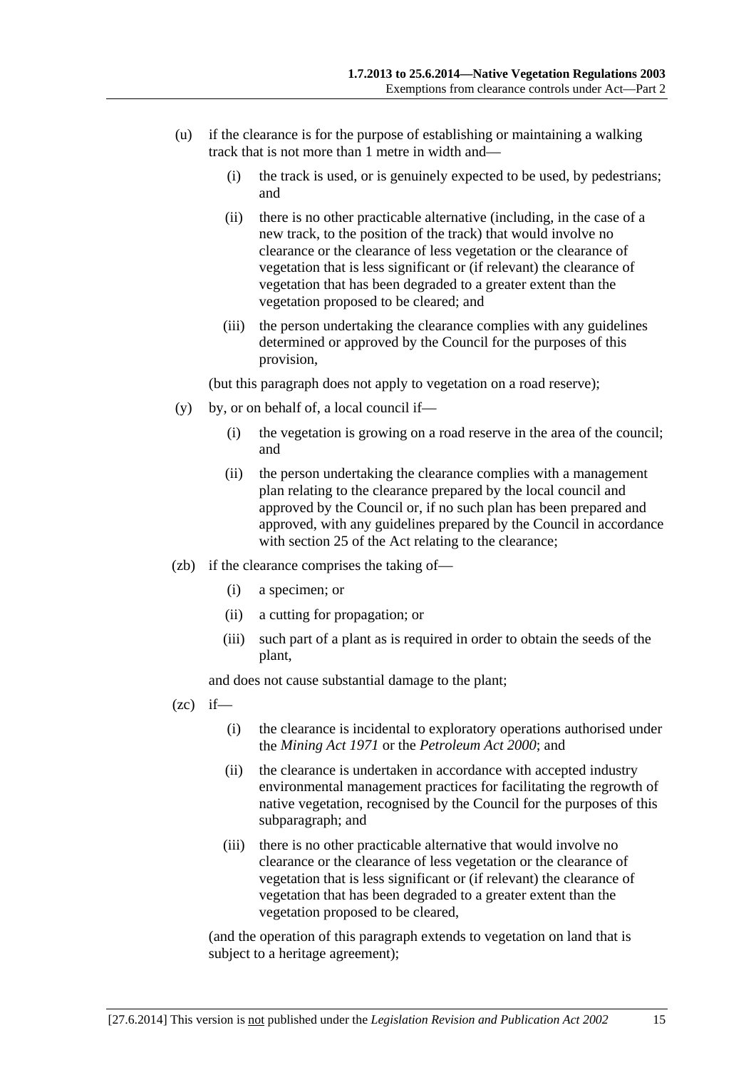(u) if the clearance is for the purpose of establishing or maintaining a walking track that is not more than 1 metre in width and—

    (i) the track is used, or is genuinely expected to be used, by pedestrians; and

    (ii) there is no other practicable alternative (including, in the case of a new track, to the position of the track) that would involve no clearance or the clearance of less vegetation or the clearance of vegetation that is less significant or (if relevant) the clearance of vegetation that has been degraded to a greater extent than the vegetation proposed to be cleared; and

    (iii) the person undertaking the clearance complies with any guidelines determined or approved by the Council for the purposes of this provision,

    (but this paragraph does not apply to vegetation on a road reserve);

(y) by, or on behalf of, a local council if—

    (i) the vegetation is growing on a road reserve in the area of the council; and

    (ii) the person undertaking the clearance complies with a management plan relating to the clearance prepared by the local council and approved by the Council or, if no such plan has been prepared and approved, with any guidelines prepared by the Council in accordance with section 25 of the Act relating to the clearance;

(zb) if the clearance comprises the taking of—

    (i) a specimen; or

    (ii) a cutting for propagation; or

    (iii) such part of a plant as is required in order to obtain the seeds of the plant,

    and does not cause substantial damage to the plant;

(zc) if—

    (i) the clearance is incidental to exploratory operations authorised under the *Mining Act 1971* or the *Petroleum Act 2000*; and

    (ii) the clearance is undertaken in accordance with accepted industry environmental management practices for facilitating the regrowth of native vegetation, recognised by the Council for the purposes of this subparagraph; and

    (iii) there is no other practicable alternative that would involve no clearance or the clearance of less vegetation or the clearance of vegetation that is less significant or (if relevant) the clearance of vegetation that has been degraded to a greater extent than the vegetation proposed to be cleared,

    (and the operation of this paragraph extends to vegetation on land that is subject to a heritage agreement);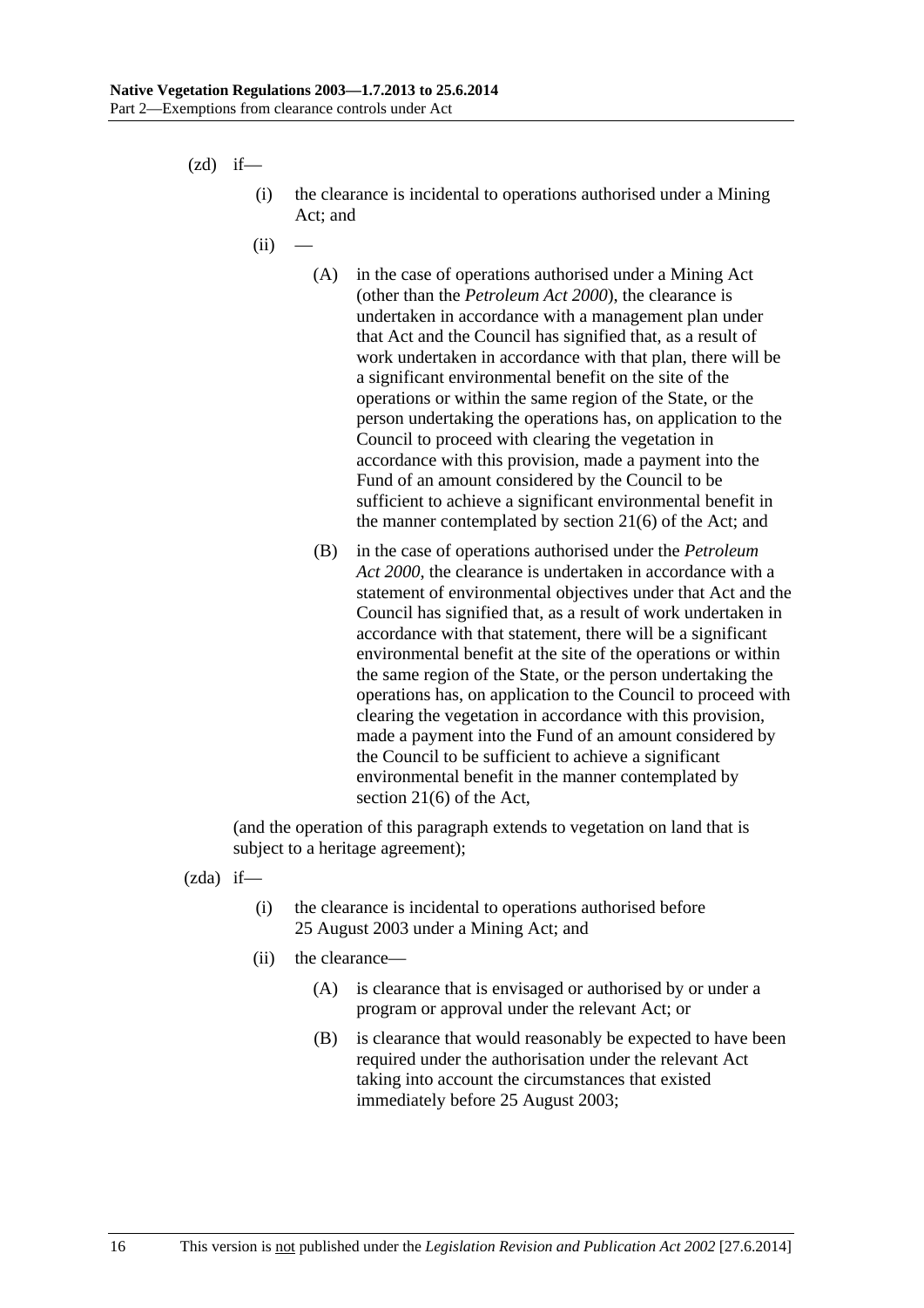(zd) if—

(i) the clearance is incidental to operations authorised under a Mining Act; and

(ii) —

(A) in the case of operations authorised under a Mining Act (other than the *Petroleum Act 2000*), the clearance is undertaken in accordance with a management plan under that Act and the Council has signified that, as a result of work undertaken in accordance with that plan, there will be a significant environmental benefit on the site of the operations or within the same region of the State, or the person undertaking the operations has, on application to the Council to proceed with clearing the vegetation in accordance with this provision, made a payment into the Fund of an amount considered by the Council to be sufficient to achieve a significant environmental benefit in the manner contemplated by section 21(6) of the Act; and

(B) in the case of operations authorised under the *Petroleum Act 2000*, the clearance is undertaken in accordance with a statement of environmental objectives under that Act and the Council has signified that, as a result of work undertaken in accordance with that statement, there will be a significant environmental benefit at the site of the operations or within the same region of the State, or the person undertaking the operations has, on application to the Council to proceed with clearing the vegetation in accordance with this provision, made a payment into the Fund of an amount considered by the Council to be sufficient to achieve a significant environmental benefit in the manner contemplated by section 21(6) of the Act,

(and the operation of this paragraph extends to vegetation on land that is subject to a heritage agreement);

(zda) if—

(i) the clearance is incidental to operations authorised before 25 August 2003 under a Mining Act; and

(ii) the clearance—

(A) is clearance that is envisaged or authorised by or under a program or approval under the relevant Act; or

(B) is clearance that would reasonably be expected to have been required under the authorisation under the relevant Act taking into account the circumstances that existed immediately before 25 August 2003;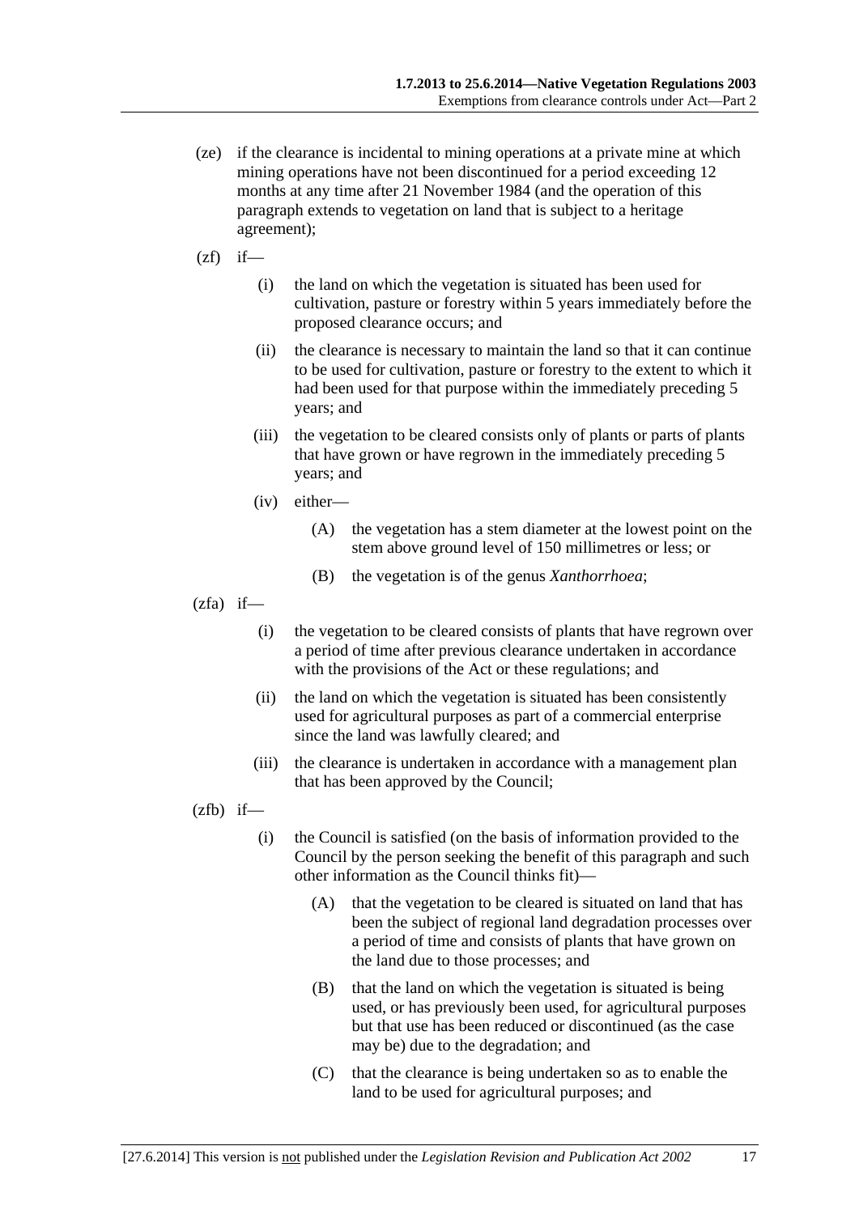(ze) if the clearance is incidental to mining operations at a private mine at which mining operations have not been discontinued for a period exceeding 12 months at any time after 21 November 1984 (and the operation of this paragraph extends to vegetation on land that is subject to a heritage agreement);

(zf) if—

- (i) the land on which the vegetation is situated has been used for cultivation, pasture or forestry within 5 years immediately before the proposed clearance occurs; and
- (ii) the clearance is necessary to maintain the land so that it can continue to be used for cultivation, pasture or forestry to the extent to which it had been used for that purpose within the immediately preceding 5 years; and
- (iii) the vegetation to be cleared consists only of plants or parts of plants that have grown or have regrown in the immediately preceding 5 years; and
- (iv) either—
  - (A) the vegetation has a stem diameter at the lowest point on the stem above ground level of 150 millimetres or less; or
  - (B) the vegetation is of the genus *Xanthorrhoea*;

(zfa) if—

- (i) the vegetation to be cleared consists of plants that have regrown over a period of time after previous clearance undertaken in accordance with the provisions of the Act or these regulations; and
- (ii) the land on which the vegetation is situated has been consistently used for agricultural purposes as part of a commercial enterprise since the land was lawfully cleared; and
- (iii) the clearance is undertaken in accordance with a management plan that has been approved by the Council;

(zfb) if—

- (i) the Council is satisfied (on the basis of information provided to the Council by the person seeking the benefit of this paragraph and such other information as the Council thinks fit)—
  - (A) that the vegetation to be cleared is situated on land that has been the subject of regional land degradation processes over a period of time and consists of plants that have grown on the land due to those processes; and
  - (B) that the land on which the vegetation is situated is being used, or has previously been used, for agricultural purposes but that use has been reduced or discontinued (as the case may be) due to the degradation; and
  - (C) that the clearance is being undertaken so as to enable the land to be used for agricultural purposes; and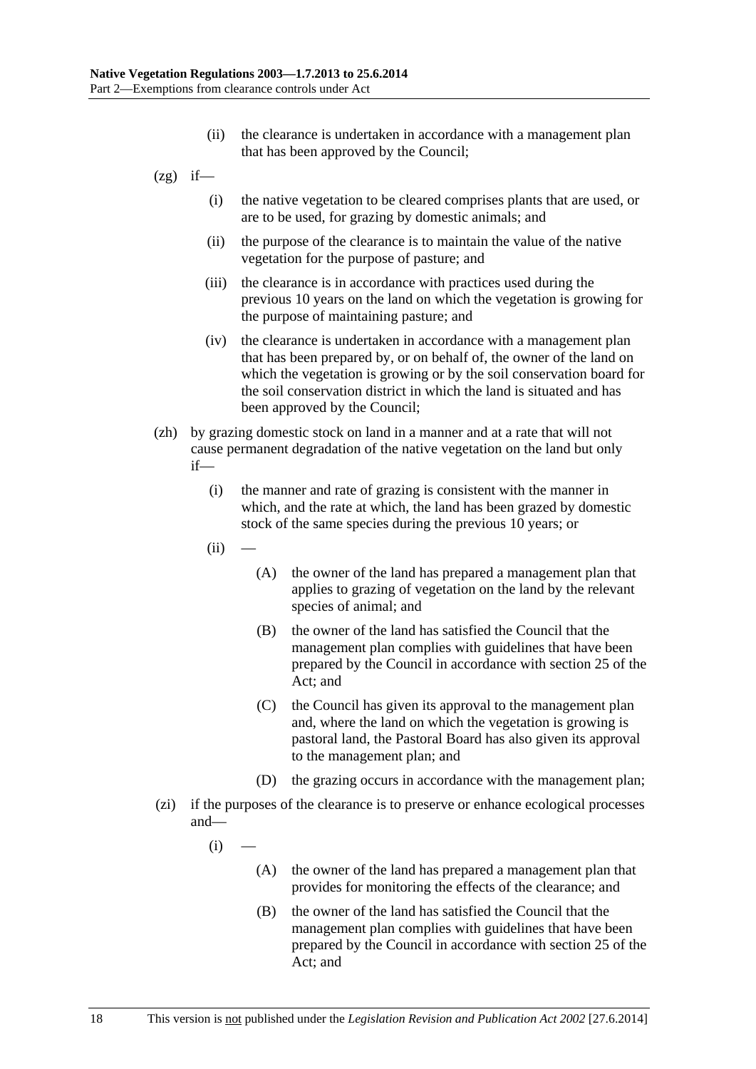(ii) the clearance is undertaken in accordance with a management plan that has been approved by the Council;

(zg) if—

(i) the native vegetation to be cleared comprises plants that are used, or are to be used, for grazing by domestic animals; and

(ii) the purpose of the clearance is to maintain the value of the native vegetation for the purpose of pasture; and

(iii) the clearance is in accordance with practices used during the previous 10 years on the land on which the vegetation is growing for the purpose of maintaining pasture; and

(iv) the clearance is undertaken in accordance with a management plan that has been prepared by, or on behalf of, the owner of the land on which the vegetation is growing or by the soil conservation board for the soil conservation district in which the land is situated and has been approved by the Council;

(zh) by grazing domestic stock on land in a manner and at a rate that will not cause permanent degradation of the native vegetation on the land but only if—

(i) the manner and rate of grazing is consistent with the manner in which, and the rate at which, the land has been grazed by domestic stock of the same species during the previous 10 years; or

(ii) —

(A) the owner of the land has prepared a management plan that applies to grazing of vegetation on the land by the relevant species of animal; and

(B) the owner of the land has satisfied the Council that the management plan complies with guidelines that have been prepared by the Council in accordance with section 25 of the Act; and

(C) the Council has given its approval to the management plan and, where the land on which the vegetation is growing is pastoral land, the Pastoral Board has also given its approval to the management plan; and

(D) the grazing occurs in accordance with the management plan;

(zi) if the purposes of the clearance is to preserve or enhance ecological processes and—

(i) —

(A) the owner of the land has prepared a management plan that provides for monitoring the effects of the clearance; and

(B) the owner of the land has satisfied the Council that the management plan complies with guidelines that have been prepared by the Council in accordance with section 25 of the Act; and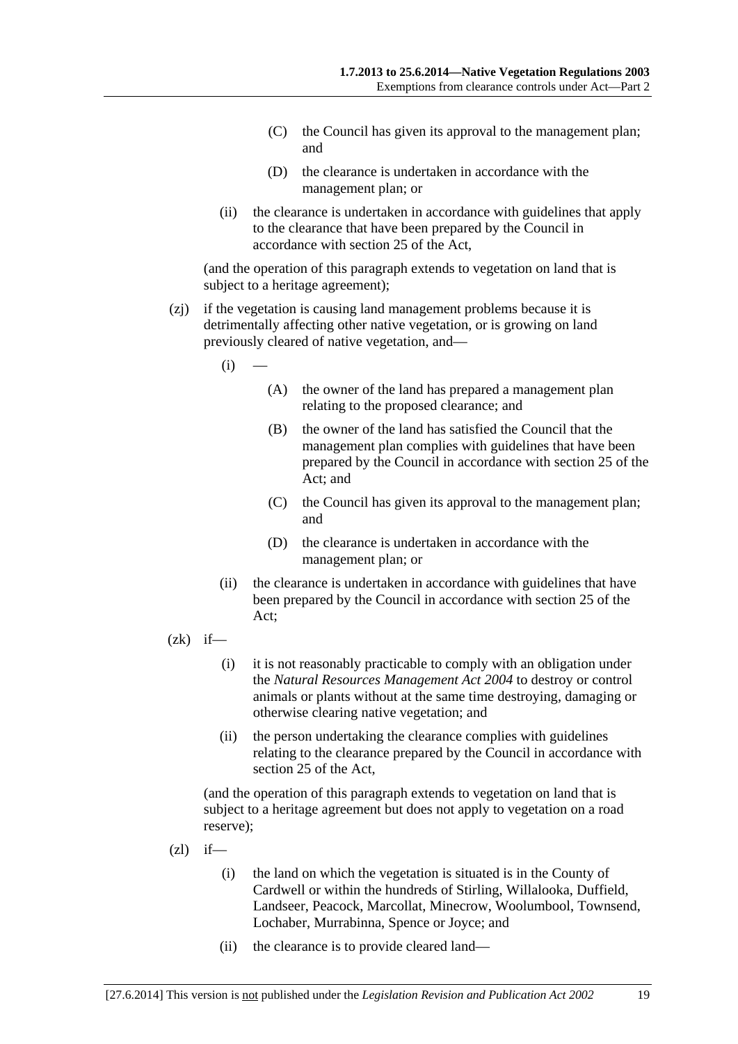(C) the Council has given its approval to the management plan; and

(D) the clearance is undertaken in accordance with the management plan; or

(ii) the clearance is undertaken in accordance with guidelines that apply to the clearance that have been prepared by the Council in accordance with section 25 of the Act,

(and the operation of this paragraph extends to vegetation on land that is subject to a heritage agreement);

(zj) if the vegetation is causing land management problems because it is detrimentally affecting other native vegetation, or is growing on land previously cleared of native vegetation, and—

(i) —

(A) the owner of the land has prepared a management plan relating to the proposed clearance; and

(B) the owner of the land has satisfied the Council that the management plan complies with guidelines that have been prepared by the Council in accordance with section 25 of the Act; and

(C) the Council has given its approval to the management plan; and

(D) the clearance is undertaken in accordance with the management plan; or

(ii) the clearance is undertaken in accordance with guidelines that have been prepared by the Council in accordance with section 25 of the Act;

(zk) if—

(i) it is not reasonably practicable to comply with an obligation under the *Natural Resources Management Act 2004* to destroy or control animals or plants without at the same time destroying, damaging or otherwise clearing native vegetation; and

(ii) the person undertaking the clearance complies with guidelines relating to the clearance prepared by the Council in accordance with section 25 of the Act,

(and the operation of this paragraph extends to vegetation on land that is subject to a heritage agreement but does not apply to vegetation on a road reserve);

(zl) if—

(i) the land on which the vegetation is situated is in the County of Cardwell or within the hundreds of Stirling, Willalooka, Duffield, Landseer, Peacock, Marcollat, Minecrow, Woolumbool, Townsend, Lochaber, Murrabinna, Spence or Joyce; and

(ii) the clearance is to provide cleared land—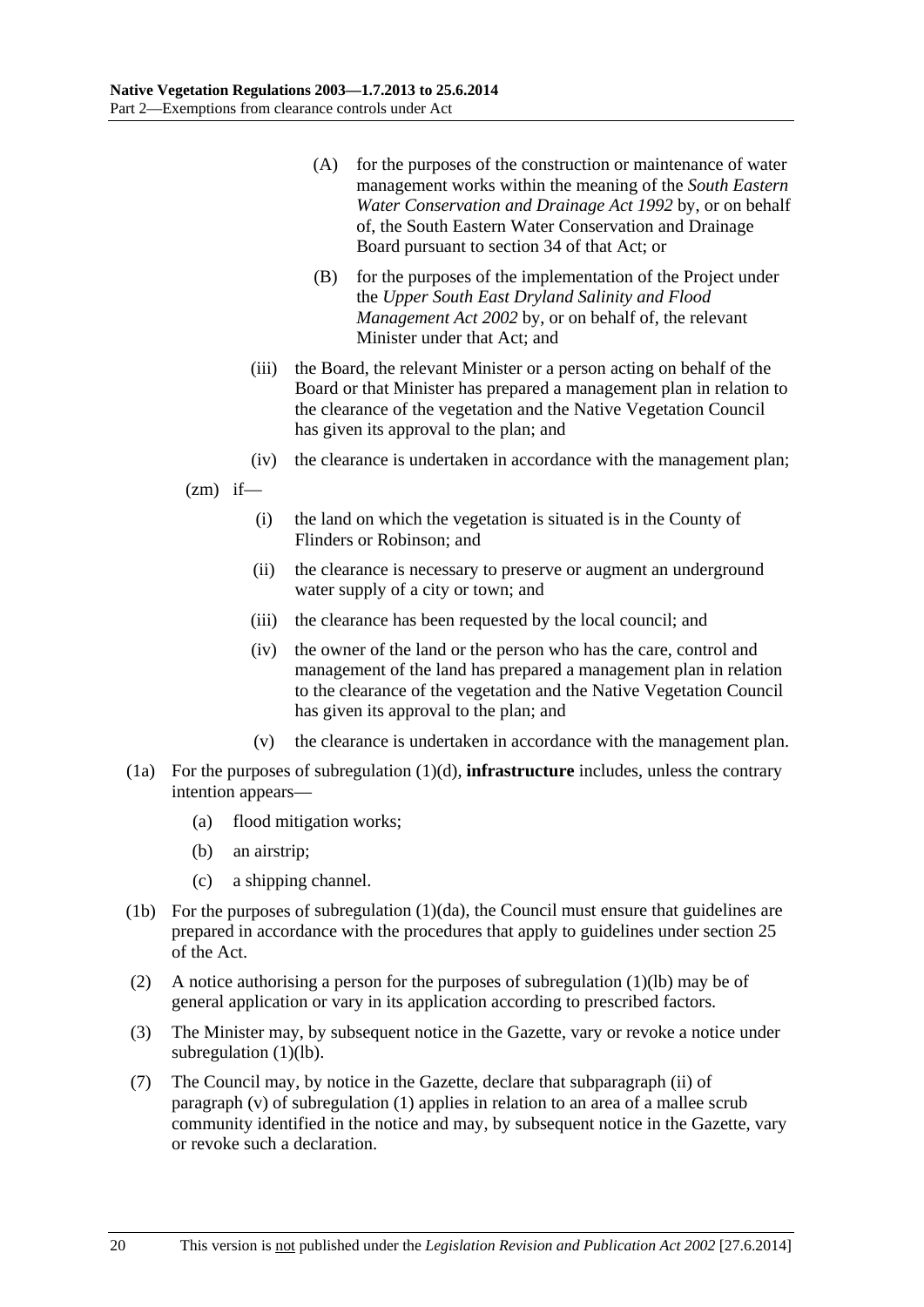(A) for the purposes of the construction or maintenance of water management works within the meaning of the *South Eastern Water Conservation and Drainage Act 1992* by, or on behalf of, the South Eastern Water Conservation and Drainage Board pursuant to section 34 of that Act; or

(B) for the purposes of the implementation of the Project under the *Upper South East Dryland Salinity and Flood Management Act 2002* by, or on behalf of, the relevant Minister under that Act; and

(iii) the Board, the relevant Minister or a person acting on behalf of the Board or that Minister has prepared a management plan in relation to the clearance of the vegetation and the Native Vegetation Council has given its approval to the plan; and

(iv) the clearance is undertaken in accordance with the management plan;

(zm) if—

(i) the land on which the vegetation is situated is in the County of Flinders or Robinson; and

(ii) the clearance is necessary to preserve or augment an underground water supply of a city or town; and

(iii) the clearance has been requested by the local council; and

(iv) the owner of the land or the person who has the care, control and management of the land has prepared a management plan in relation to the clearance of the vegetation and the Native Vegetation Council has given its approval to the plan; and

(v) the clearance is undertaken in accordance with the management plan.

(1a) For the purposes of subregulation (1)(d), **infrastructure** includes, unless the contrary intention appears—

(a) flood mitigation works;

(b) an airstrip;

(c) a shipping channel.

(1b) For the purposes of subregulation (1)(da), the Council must ensure that guidelines are prepared in accordance with the procedures that apply to guidelines under section 25 of the Act.

(2) A notice authorising a person for the purposes of subregulation (1)(lb) may be of general application or vary in its application according to prescribed factors.

(3) The Minister may, by subsequent notice in the Gazette, vary or revoke a notice under subregulation (1)(lb).

(7) The Council may, by notice in the Gazette, declare that subparagraph (ii) of paragraph (v) of subregulation (1) applies in relation to an area of a mallee scrub community identified in the notice and may, by subsequent notice in the Gazette, vary or revoke such a declaration.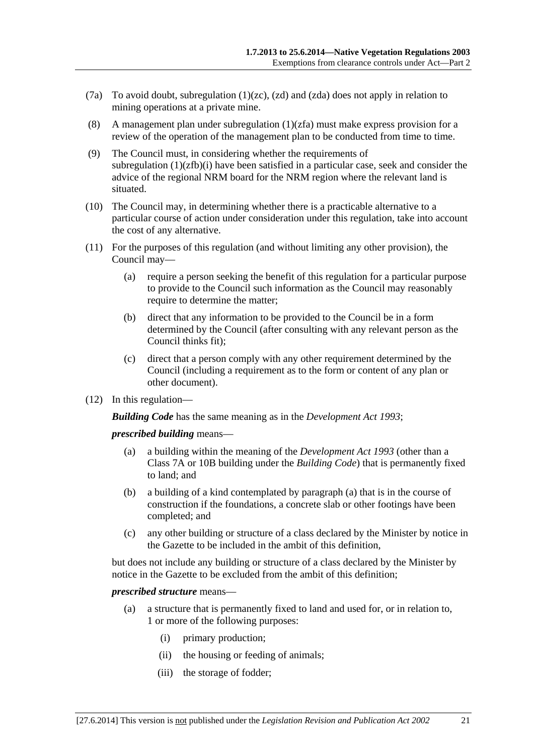(7a) To avoid doubt, subregulation (1)(zc), (zd) and (zda) does not apply in relation to mining operations at a private mine.

(8) A management plan under subregulation (1)(zfa) must make express provision for a review of the operation of the management plan to be conducted from time to time.

(9) The Council must, in considering whether the requirements of subregulation (1)(zfb)(i) have been satisfied in a particular case, seek and consider the advice of the regional NRM board for the NRM region where the relevant land is situated.

(10) The Council may, in determining whether there is a practicable alternative to a particular course of action under consideration under this regulation, take into account the cost of any alternative.

(11) For the purposes of this regulation (and without limiting any other provision), the Council may—

(a) require a person seeking the benefit of this regulation for a particular purpose to provide to the Council such information as the Council may reasonably require to determine the matter;

(b) direct that any information to be provided to the Council be in a form determined by the Council (after consulting with any relevant person as the Council thinks fit);

(c) direct that a person comply with any other requirement determined by the Council (including a requirement as to the form or content of any plan or other document).

(12) In this regulation—

***Building Code*** has the same meaning as in the *Development Act 1993*;

***prescribed building*** means—

(a) a building within the meaning of the *Development Act 1993* (other than a Class 7A or 10B building under the *Building Code*) that is permanently fixed to land; and

(b) a building of a kind contemplated by paragraph (a) that is in the course of construction if the foundations, a concrete slab or other footings have been completed; and

(c) any other building or structure of a class declared by the Minister by notice in the Gazette to be included in the ambit of this definition,

but does not include any building or structure of a class declared by the Minister by notice in the Gazette to be excluded from the ambit of this definition;

***prescribed structure*** means—

(a) a structure that is permanently fixed to land and used for, or in relation to, 1 or more of the following purposes:

(i) primary production;

(ii) the housing or feeding of animals;

(iii) the storage of fodder;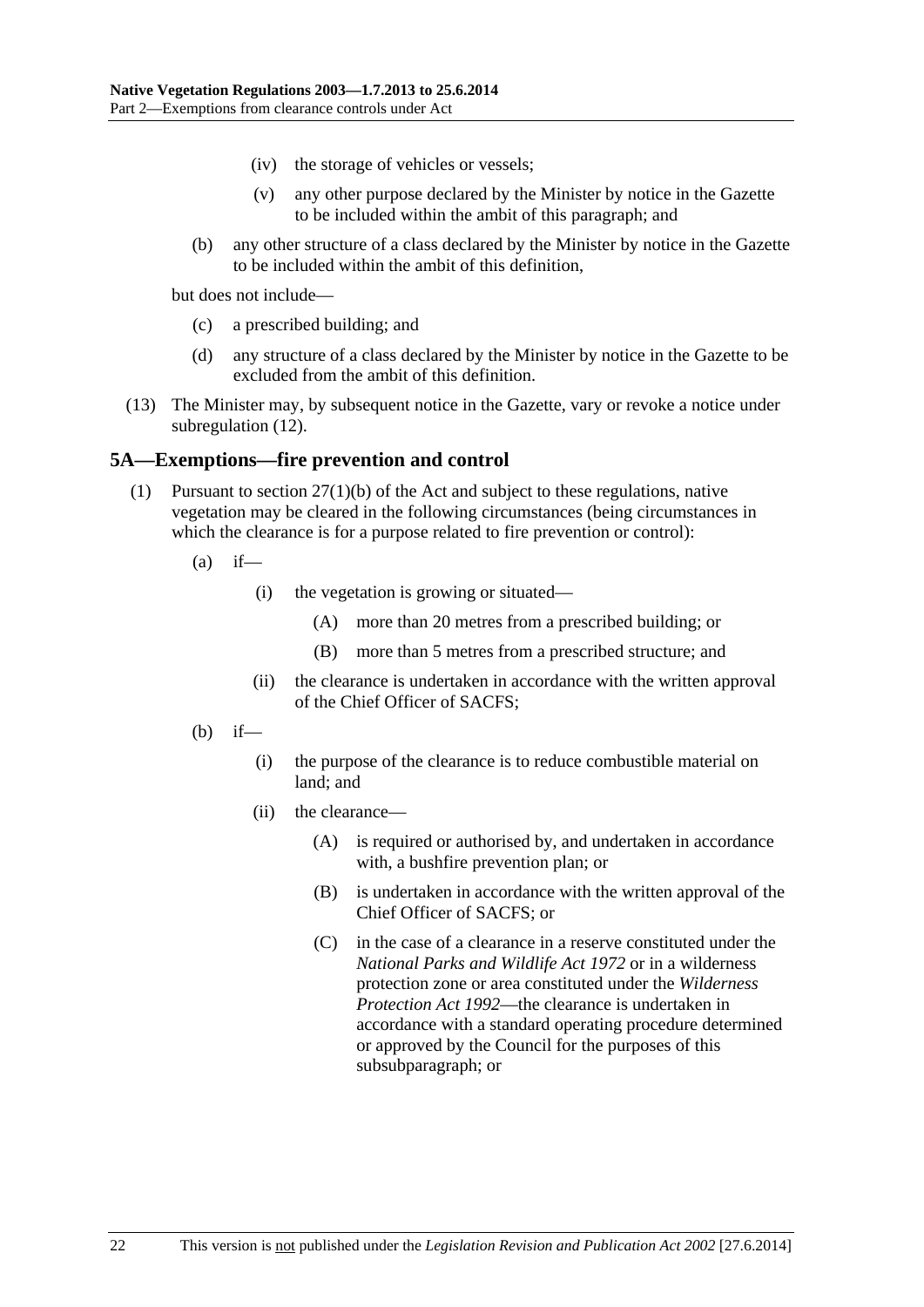(iv) the storage of vehicles or vessels;

(v) any other purpose declared by the Minister by notice in the Gazette to be included within the ambit of this paragraph; and

(b) any other structure of a class declared by the Minister by notice in the Gazette to be included within the ambit of this definition,

but does not include—

(c) a prescribed building; and

(d) any structure of a class declared by the Minister by notice in the Gazette to be excluded from the ambit of this definition.

(13) The Minister may, by subsequent notice in the Gazette, vary or revoke a notice under subregulation (12).

## 5A—Exemptions—fire prevention and control

(1) Pursuant to section 27(1)(b) of the Act and subject to these regulations, native vegetation may be cleared in the following circumstances (being circumstances in which the clearance is for a purpose related to fire prevention or control):

(a) if—

(i) the vegetation is growing or situated—

(A) more than 20 metres from a prescribed building; or

(B) more than 5 metres from a prescribed structure; and

(ii) the clearance is undertaken in accordance with the written approval of the Chief Officer of SACFS;

(b) if—

(i) the purpose of the clearance is to reduce combustible material on land; and

(ii) the clearance—

(A) is required or authorised by, and undertaken in accordance with, a bushfire prevention plan; or

(B) is undertaken in accordance with the written approval of the Chief Officer of SACFS; or

(C) in the case of a clearance in a reserve constituted under the *National Parks and Wildlife Act 1972* or in a wilderness protection zone or area constituted under the *Wilderness Protection Act 1992*—the clearance is undertaken in accordance with a standard operating procedure determined or approved by the Council for the purposes of this subsubparagraph; or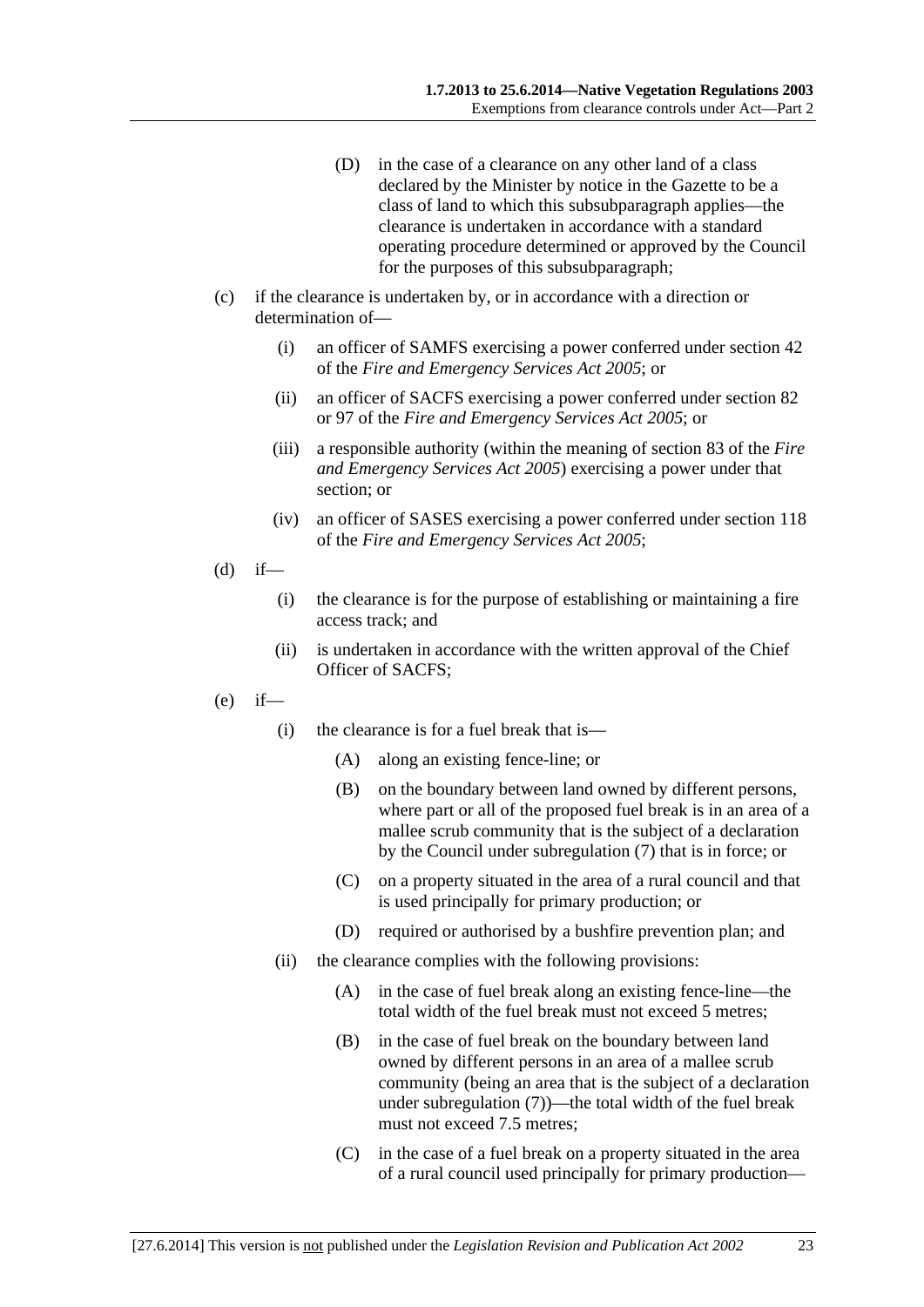(D) in the case of a clearance on any other land of a class declared by the Minister by notice in the Gazette to be a class of land to which this subsubparagraph applies—the clearance is undertaken in accordance with a standard operating procedure determined or approved by the Council for the purposes of this subsubparagraph;

(c) if the clearance is undertaken by, or in accordance with a direction or determination of—

(i) an officer of SAMFS exercising a power conferred under section 42 of the *Fire and Emergency Services Act 2005*; or

(ii) an officer of SACFS exercising a power conferred under section 82 or 97 of the *Fire and Emergency Services Act 2005*; or

(iii) a responsible authority (within the meaning of section 83 of the *Fire and Emergency Services Act 2005*) exercising a power under that section; or

(iv) an officer of SASES exercising a power conferred under section 118 of the *Fire and Emergency Services Act 2005*;

(d) if—

(i) the clearance is for the purpose of establishing or maintaining a fire access track; and

(ii) is undertaken in accordance with the written approval of the Chief Officer of SACFS;

(e) if—

(i) the clearance is for a fuel break that is—

(A) along an existing fence-line; or

(B) on the boundary between land owned by different persons, where part or all of the proposed fuel break is in an area of a mallee scrub community that is the subject of a declaration by the Council under subregulation (7) that is in force; or

(C) on a property situated in the area of a rural council and that is used principally for primary production; or

(D) required or authorised by a bushfire prevention plan; and

(ii) the clearance complies with the following provisions:

(A) in the case of fuel break along an existing fence-line—the total width of the fuel break must not exceed 5 metres;

(B) in the case of fuel break on the boundary between land owned by different persons in an area of a mallee scrub community (being an area that is the subject of a declaration under subregulation (7))—the total width of the fuel break must not exceed 7.5 metres;

(C) in the case of a fuel break on a property situated in the area of a rural council used principally for primary production—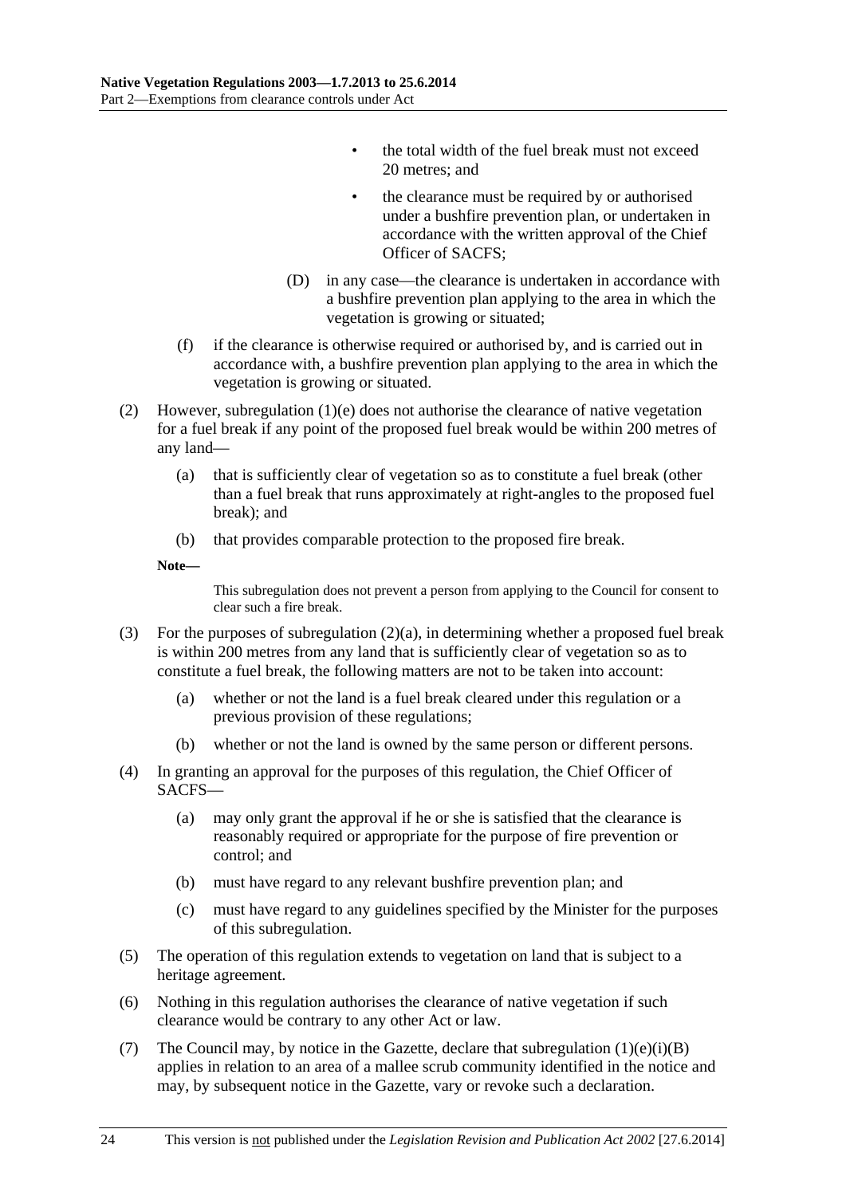- the total width of the fuel break must not exceed 20 metres; and
- the clearance must be required by or authorised under a bushfire prevention plan, or undertaken in accordance with the written approval of the Chief Officer of SACFS;

(D) in any case—the clearance is undertaken in accordance with a bushfire prevention plan applying to the area in which the vegetation is growing or situated;

(f) if the clearance is otherwise required or authorised by, and is carried out in accordance with, a bushfire prevention plan applying to the area in which the vegetation is growing or situated.

(2) However, subregulation (1)(e) does not authorise the clearance of native vegetation for a fuel break if any point of the proposed fuel break would be within 200 metres of any land—

(a) that is sufficiently clear of vegetation so as to constitute a fuel break (other than a fuel break that runs approximately at right-angles to the proposed fuel break); and

(b) that provides comparable protection to the proposed fire break.

**Note—**

This subregulation does not prevent a person from applying to the Council for consent to clear such a fire break.

(3) For the purposes of subregulation (2)(a), in determining whether a proposed fuel break is within 200 metres from any land that is sufficiently clear of vegetation so as to constitute a fuel break, the following matters are not to be taken into account:

(a) whether or not the land is a fuel break cleared under this regulation or a previous provision of these regulations;

(b) whether or not the land is owned by the same person or different persons.

(4) In granting an approval for the purposes of this regulation, the Chief Officer of SACFS—

(a) may only grant the approval if he or she is satisfied that the clearance is reasonably required or appropriate for the purpose of fire prevention or control; and

(b) must have regard to any relevant bushfire prevention plan; and

(c) must have regard to any guidelines specified by the Minister for the purposes of this subregulation.

(5) The operation of this regulation extends to vegetation on land that is subject to a heritage agreement.

(6) Nothing in this regulation authorises the clearance of native vegetation if such clearance would be contrary to any other Act or law.

(7) The Council may, by notice in the Gazette, declare that subregulation (1)(e)(i)(B) applies in relation to an area of a mallee scrub community identified in the notice and may, by subsequent notice in the Gazette, vary or revoke such a declaration.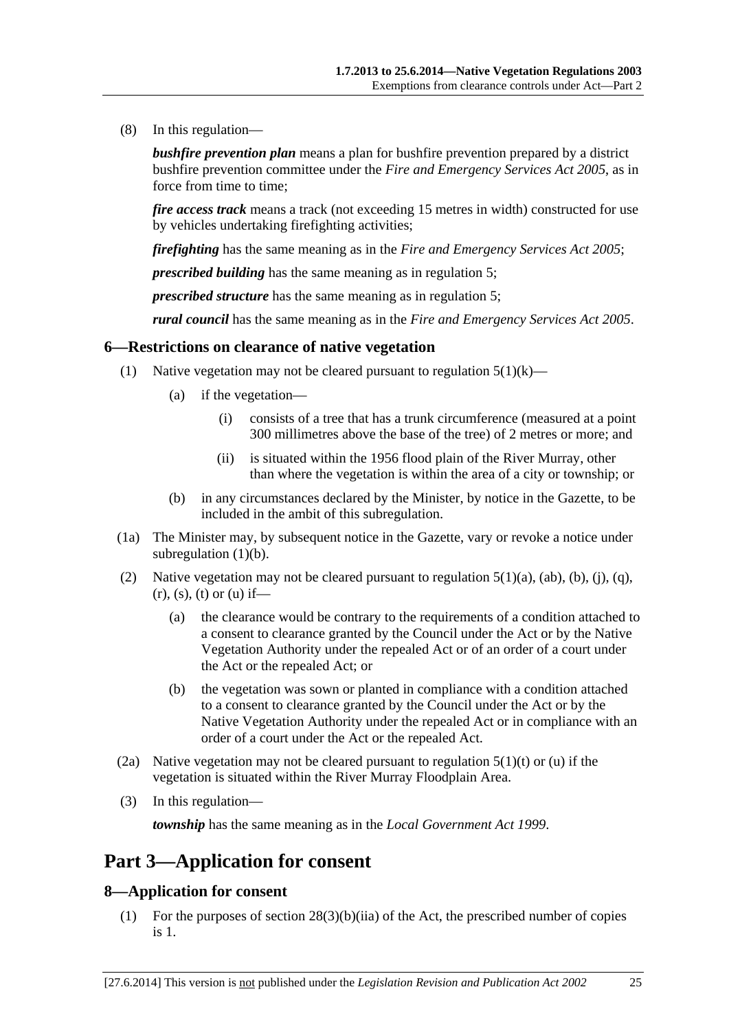(8) In this regulation—

***bushfire prevention plan*** means a plan for bushfire prevention prepared by a district bushfire prevention committee under the *Fire and Emergency Services Act 2005*, as in force from time to time;

***fire access track*** means a track (not exceeding 15 metres in width) constructed for use by vehicles undertaking firefighting activities;

***firefighting*** has the same meaning as in the *Fire and Emergency Services Act 2005*;

***prescribed building*** has the same meaning as in regulation 5;

***prescribed structure*** has the same meaning as in regulation 5;

***rural council*** has the same meaning as in the *Fire and Emergency Services Act 2005*.

## 6—Restrictions on clearance of native vegetation

(1) Native vegetation may not be cleared pursuant to regulation 5(1)(k)—

(a) if the vegetation—

(i) consists of a tree that has a trunk circumference (measured at a point 300 millimetres above the base of the tree) of 2 metres or more; and

(ii) is situated within the 1956 flood plain of the River Murray, other than where the vegetation is within the area of a city or township; or

(b) in any circumstances declared by the Minister, by notice in the Gazette, to be included in the ambit of this subregulation.

(1a) The Minister may, by subsequent notice in the Gazette, vary or revoke a notice under subregulation (1)(b).

(2) Native vegetation may not be cleared pursuant to regulation 5(1)(a), (ab), (b), (j), (q), (r), (s), (t) or (u) if—

(a) the clearance would be contrary to the requirements of a condition attached to a consent to clearance granted by the Council under the Act or by the Native Vegetation Authority under the repealed Act or of an order of a court under the Act or the repealed Act; or

(b) the vegetation was sown or planted in compliance with a condition attached to a consent to clearance granted by the Council under the Act or by the Native Vegetation Authority under the repealed Act or in compliance with an order of a court under the Act or the repealed Act.

(2a) Native vegetation may not be cleared pursuant to regulation 5(1)(t) or (u) if the vegetation is situated within the River Murray Floodplain Area.

(3) In this regulation—

***township*** has the same meaning as in the *Local Government Act 1999*.

# Part 3—Application for consent

## 8—Application for consent

(1) For the purposes of section 28(3)(b)(iia) of the Act, the prescribed number of copies is 1.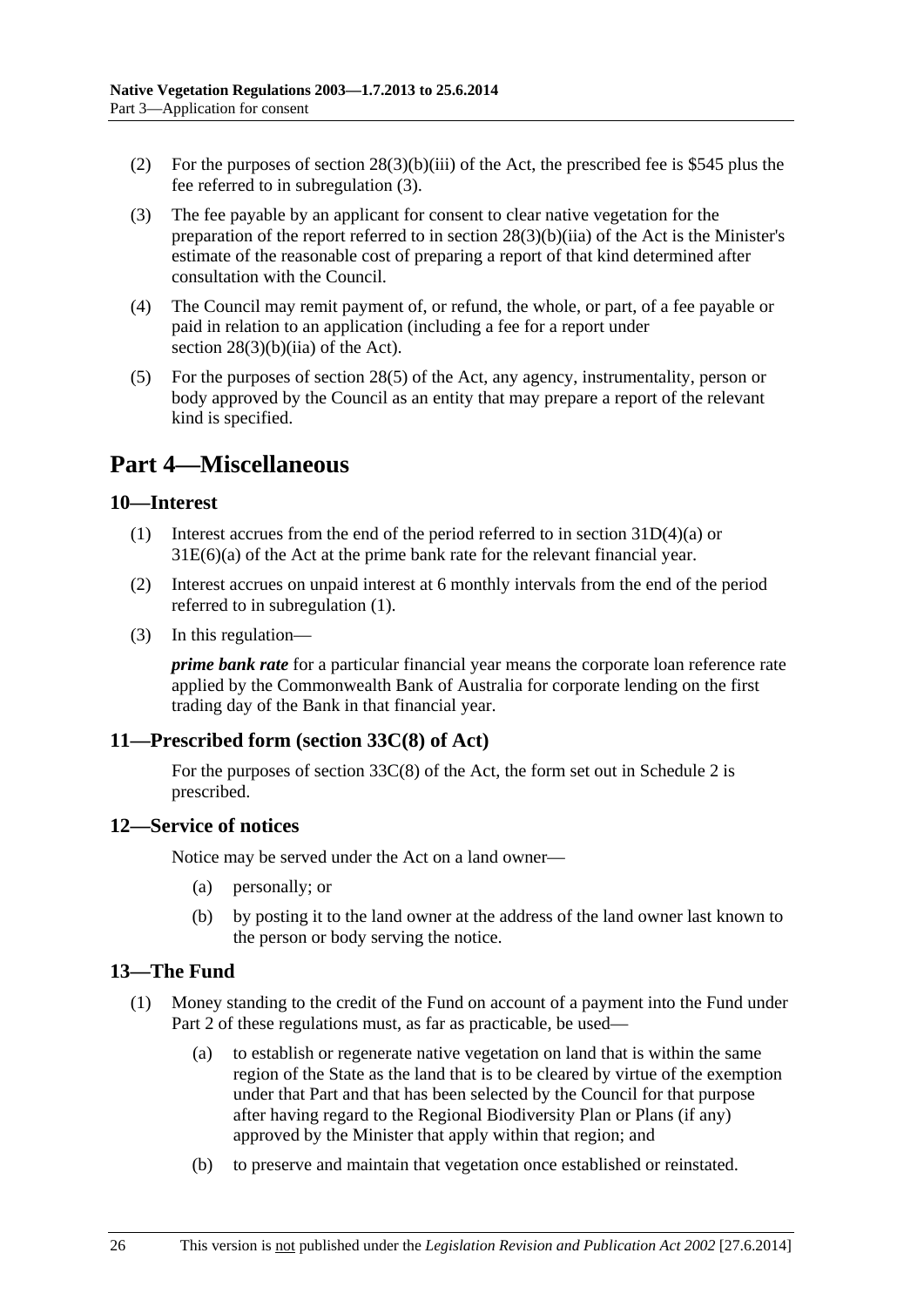(2) For the purposes of section 28(3)(b)(iii) of the Act, the prescribed fee is $545 plus the fee referred to in subregulation (3).

(3) The fee payable by an applicant for consent to clear native vegetation for the preparation of the report referred to in section 28(3)(b)(iia) of the Act is the Minister's estimate of the reasonable cost of preparing a report of that kind determined after consultation with the Council.

(4) The Council may remit payment of, or refund, the whole, or part, of a fee payable or paid in relation to an application (including a fee for a report under section 28(3)(b)(iia) of the Act).

(5) For the purposes of section 28(5) of the Act, any agency, instrumentality, person or body approved by the Council as an entity that may prepare a report of the relevant kind is specified.

# Part 4—Miscellaneous

## 10—Interest

(1) Interest accrues from the end of the period referred to in section 31D(4)(a) or 31E(6)(a) of the Act at the prime bank rate for the relevant financial year.

(2) Interest accrues on unpaid interest at 6 monthly intervals from the end of the period referred to in subregulation (1).

(3) In this regulation—

***prime bank rate*** for a particular financial year means the corporate loan reference rate applied by the Commonwealth Bank of Australia for corporate lending on the first trading day of the Bank in that financial year.

## 11—Prescribed form (section 33C(8) of Act)

For the purposes of section 33C(8) of the Act, the form set out in Schedule 2 is prescribed.

## 12—Service of notices

Notice may be served under the Act on a land owner—

(a) personally; or

(b) by posting it to the land owner at the address of the land owner last known to the person or body serving the notice.

## 13—The Fund

(1) Money standing to the credit of the Fund on account of a payment into the Fund under Part 2 of these regulations must, as far as practicable, be used—

(a) to establish or regenerate native vegetation on land that is within the same region of the State as the land that is to be cleared by virtue of the exemption under that Part and that has been selected by the Council for that purpose after having regard to the Regional Biodiversity Plan or Plans (if any) approved by the Minister that apply within that region; and

(b) to preserve and maintain that vegetation once established or reinstated.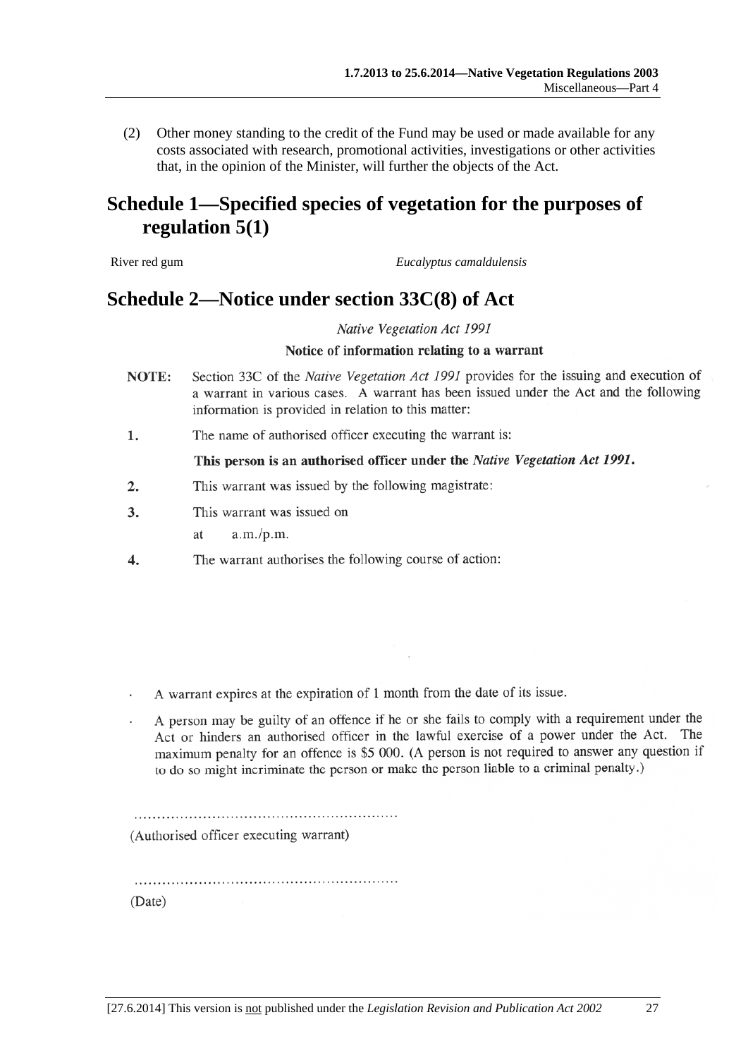(2) Other money standing to the credit of the Fund may be used or made available for any costs associated with research, promotional activities, investigations or other activities that, in the opinion of the Minister, will further the objects of the Act.

# Schedule 1—Specified species of vegetation for the purposes of regulation 5(1)

| River red gum | *Eucalyptus camaldulensis* |
|---|---|

# Schedule 2—Notice under section 33C(8) of Act

*Native Vegetation Act 1991*

**Notice of information relating to a warrant**

**NOTE:** Section 33C of the *Native Vegetation Act 1991* provides for the issuing and execution of a warrant in various cases. A warrant has been issued under the Act and the following information is provided in relation to this matter:

**1.** The name of authorised officer executing the warrant is:

**This person is an authorised officer under the *Native Vegetation Act 1991*.**

**2.** This warrant was issued by the following magistrate:

**3.** This warrant was issued on

at a.m./p.m.

**4.** The warrant authorises the following course of action:

- A warrant expires at the expiration of 1 month from the date of its issue.
- A person may be guilty of an offence if he or she fails to comply with a requirement under the Act or hinders an authorised officer in the lawful exercise of a power under the Act. The maximum penalty for an offence is $5 000. (A person is not required to answer any question if to do so might incriminate the person or make the person liable to a criminal penalty.)

..........................................................

(Authorised officer executing warrant)

..........................................................

(Date)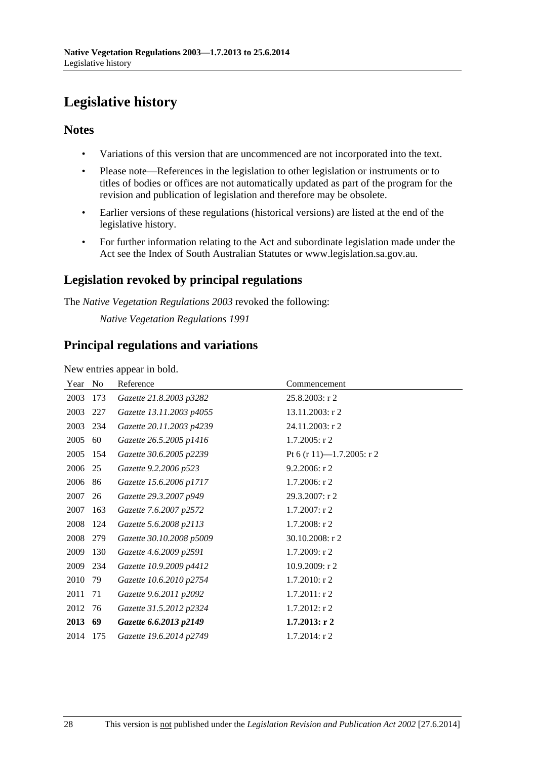# Legislative history

## Notes

- Variations of this version that are uncommenced are not incorporated into the text.
- Please note—References in the legislation to other legislation or instruments or to titles of bodies or offices are not automatically updated as part of the program for the revision and publication of legislation and therefore may be obsolete.
- Earlier versions of these regulations (historical versions) are listed at the end of the legislative history.
- For further information relating to the Act and subordinate legislation made under the Act see the Index of South Australian Statutes or www.legislation.sa.gov.au.

## Legislation revoked by principal regulations

The *Native Vegetation Regulations 2003* revoked the following:

*Native Vegetation Regulations 1991*

## Principal regulations and variations

New entries appear in bold.

| Year | No | Reference | Commencement |
|---|---|---|---|
| 2003 | 173 | *Gazette 21.8.2003 p3282* | 25.8.2003: r 2 |
| 2003 | 227 | *Gazette 13.11.2003 p4055* | 13.11.2003: r 2 |
| 2003 | 234 | *Gazette 20.11.2003 p4239* | 24.11.2003: r 2 |
| 2005 | 60 | *Gazette 26.5.2005 p1416* | 1.7.2005: r 2 |
| 2005 | 154 | *Gazette 30.6.2005 p2239* | Pt 6 (r 11)—1.7.2005: r 2 |
| 2006 | 25 | *Gazette 9.2.2006 p523* | 9.2.2006: r 2 |
| 2006 | 86 | *Gazette 15.6.2006 p1717* | 1.7.2006: r 2 |
| 2007 | 26 | *Gazette 29.3.2007 p949* | 29.3.2007: r 2 |
| 2007 | 163 | *Gazette 7.6.2007 p2572* | 1.7.2007: r 2 |
| 2008 | 124 | *Gazette 5.6.2008 p2113* | 1.7.2008: r 2 |
| 2008 | 279 | *Gazette 30.10.2008 p5009* | 30.10.2008: r 2 |
| 2009 | 130 | *Gazette 4.6.2009 p2591* | 1.7.2009: r 2 |
| 2009 | 234 | *Gazette 10.9.2009 p4412* | 10.9.2009: r 2 |
| 2010 | 79 | *Gazette 10.6.2010 p2754* | 1.7.2010: r 2 |
| 2011 | 71 | *Gazette 9.6.2011 p2092* | 1.7.2011: r 2 |
| 2012 | 76 | *Gazette 31.5.2012 p2324* | 1.7.2012: r 2 |
| **2013** | **69** | ***Gazette 6.6.2013 p2149*** | **1.7.2013: r 2** |
| 2014 | 175 | *Gazette 19.6.2014 p2749* | 1.7.2014: r 2 |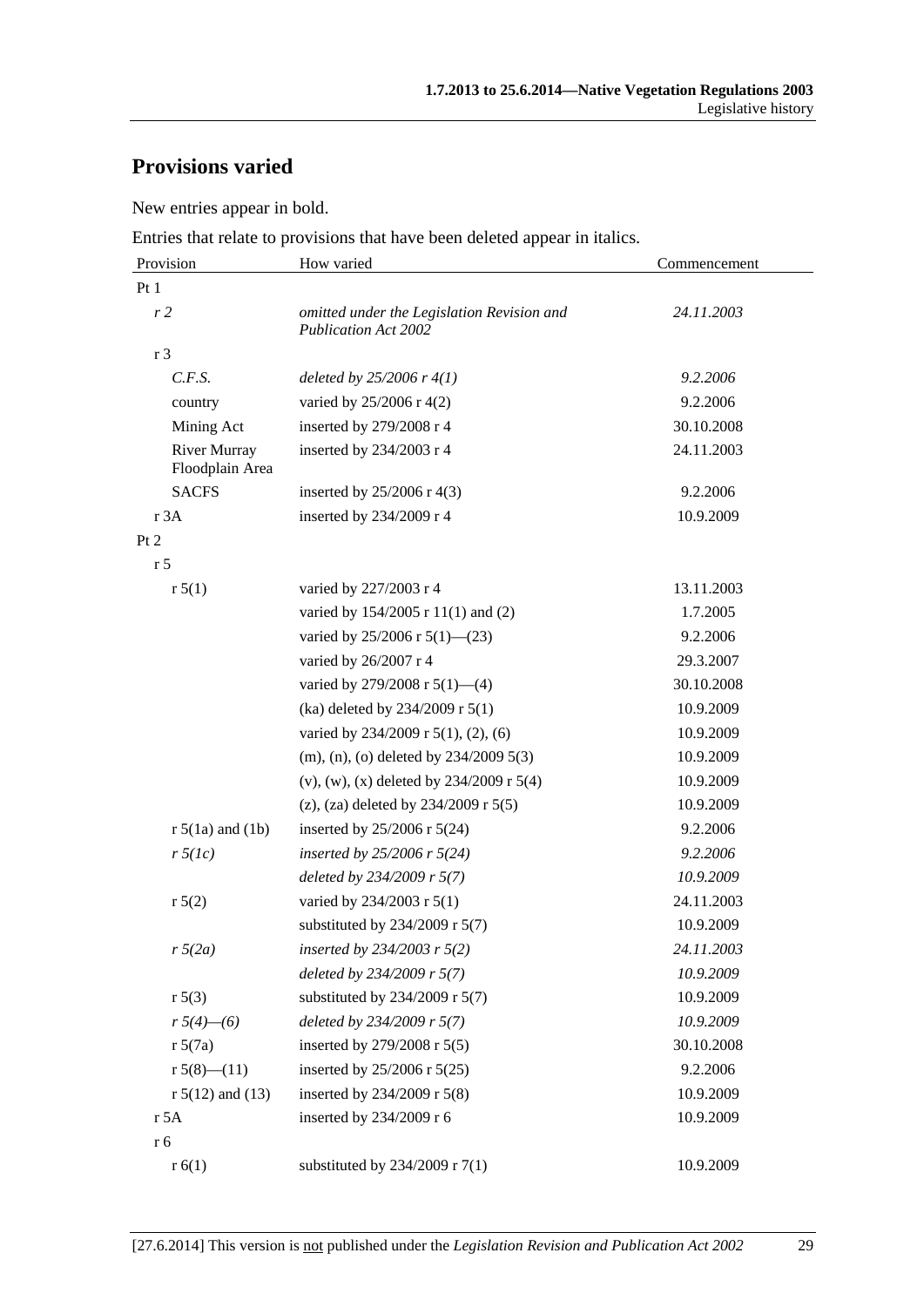## Provisions varied

New entries appear in bold.

Entries that relate to provisions that have been deleted appear in italics.

| Provision | How varied | Commencement |
|---|---|---|
| Pt 1 | | |
| *r 2* | *omitted under the Legislation Revision and Publication Act 2002* | *24.11.2003* |
| r 3 | | |
| *C.F.S.* | *deleted by 25/2006 r 4(1)* | *9.2.2006* |
| country | varied by 25/2006 r 4(2) | 9.2.2006 |
| Mining Act | inserted by 279/2008 r 4 | 30.10.2008 |
| River Murray Floodplain Area | inserted by 234/2003 r 4 | 24.11.2003 |
| SACFS | inserted by 25/2006 r 4(3) | 9.2.2006 |
| r 3A | inserted by 234/2009 r 4 | 10.9.2009 |
| Pt 2 | | |
| r 5 | | |
| r 5(1) | varied by 227/2003 r 4 | 13.11.2003 |
| | varied by 154/2005 r 11(1) and (2) | 1.7.2005 |
| | varied by 25/2006 r 5(1)—(23) | 9.2.2006 |
| | varied by 26/2007 r 4 | 29.3.2007 |
| | varied by 279/2008 r 5(1)—(4) | 30.10.2008 |
| | (ka) deleted by 234/2009 r 5(1) | 10.9.2009 |
| | varied by 234/2009 r 5(1), (2), (6) | 10.9.2009 |
| | (m), (n), (o) deleted by 234/2009 5(3) | 10.9.2009 |
| | (v), (w), (x) deleted by 234/2009 r 5(4) | 10.9.2009 |
| | (z), (za) deleted by 234/2009 r 5(5) | 10.9.2009 |
| r 5(1a) and (1b) | inserted by 25/2006 r 5(24) | 9.2.2006 |
| *r 5(1c)* | *inserted by 25/2006 r 5(24)* | *9.2.2006* |
| | *deleted by 234/2009 r 5(7)* | *10.9.2009* |
| r 5(2) | varied by 234/2003 r 5(1) | 24.11.2003 |
| | substituted by 234/2009 r 5(7) | 10.9.2009 |
| *r 5(2a)* | *inserted by 234/2003 r 5(2)* | *24.11.2003* |
| | *deleted by 234/2009 r 5(7)* | *10.9.2009* |
| r 5(3) | substituted by 234/2009 r 5(7) | 10.9.2009 |
| *r 5(4)—(6)* | *deleted by 234/2009 r 5(7)* | *10.9.2009* |
| r 5(7a) | inserted by 279/2008 r 5(5) | 30.10.2008 |
| r 5(8)—(11) | inserted by 25/2006 r 5(25) | 9.2.2006 |
| r 5(12) and (13) | inserted by 234/2009 r 5(8) | 10.9.2009 |
| r 5A | inserted by 234/2009 r 6 | 10.9.2009 |
| r 6 | | |
| r 6(1) | substituted by 234/2009 r 7(1) | 10.9.2009 |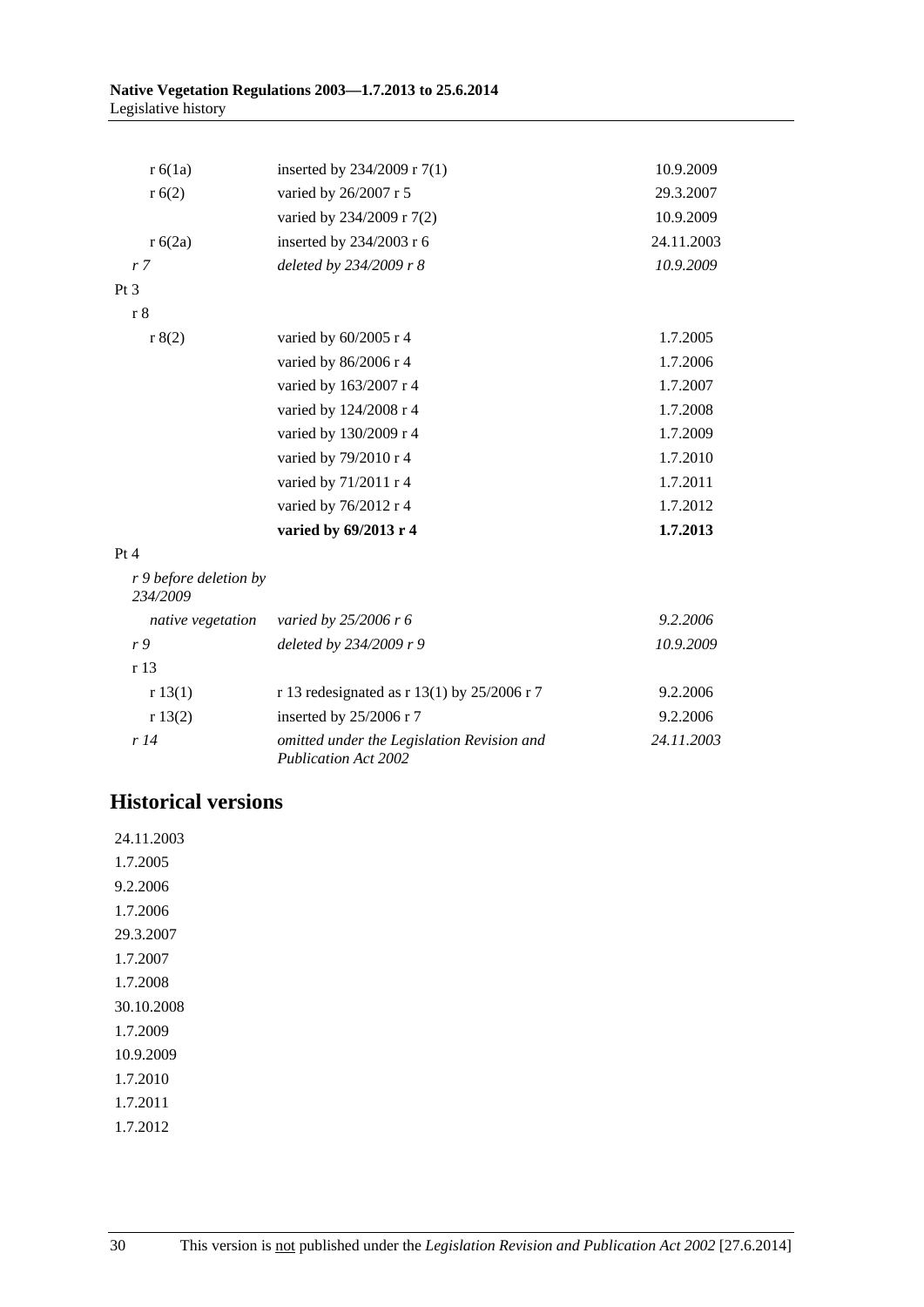| | | |
|---|---|---|
| r 6(1a) | inserted by 234/2009 r 7(1) | 10.9.2009 |
| r 6(2) | varied by 26/2007 r 5 | 29.3.2007 |
| | varied by 234/2009 r 7(2) | 10.9.2009 |
| r 6(2a) | inserted by 234/2003 r 6 | 24.11.2003 |
| *r 7* | *deleted by 234/2009 r 8* | *10.9.2009* |
| Pt 3 | | |
| r 8 | | |
| r 8(2) | varied by 60/2005 r 4 | 1.7.2005 |
| | varied by 86/2006 r 4 | 1.7.2006 |
| | varied by 163/2007 r 4 | 1.7.2007 |
| | varied by 124/2008 r 4 | 1.7.2008 |
| | varied by 130/2009 r 4 | 1.7.2009 |
| | varied by 79/2010 r 4 | 1.7.2010 |
| | varied by 71/2011 r 4 | 1.7.2011 |
| | varied by 76/2012 r 4 | 1.7.2012 |
| | **varied by 69/2013 r 4** | **1.7.2013** |
| Pt 4 | | |
| *r 9 before deletion by 234/2009* | | |
| *native vegetation* | *varied by 25/2006 r 6* | *9.2.2006* |
| *r 9* | *deleted by 234/2009 r 9* | *10.9.2009* |
| r 13 | | |
| r 13(1) | r 13 redesignated as r 13(1) by 25/2006 r 7 | 9.2.2006 |
| r 13(2) | inserted by 25/2006 r 7 | 9.2.2006 |
| *r 14* | *omitted under the Legislation Revision and Publication Act 2002* | *24.11.2003* |

## Historical versions

24.11.2003
1.7.2005
9.2.2006
1.7.2006
29.3.2007
1.7.2007
1.7.2008
30.10.2008
1.7.2009
10.9.2009
1.7.2010
1.7.2011
1.7.2012